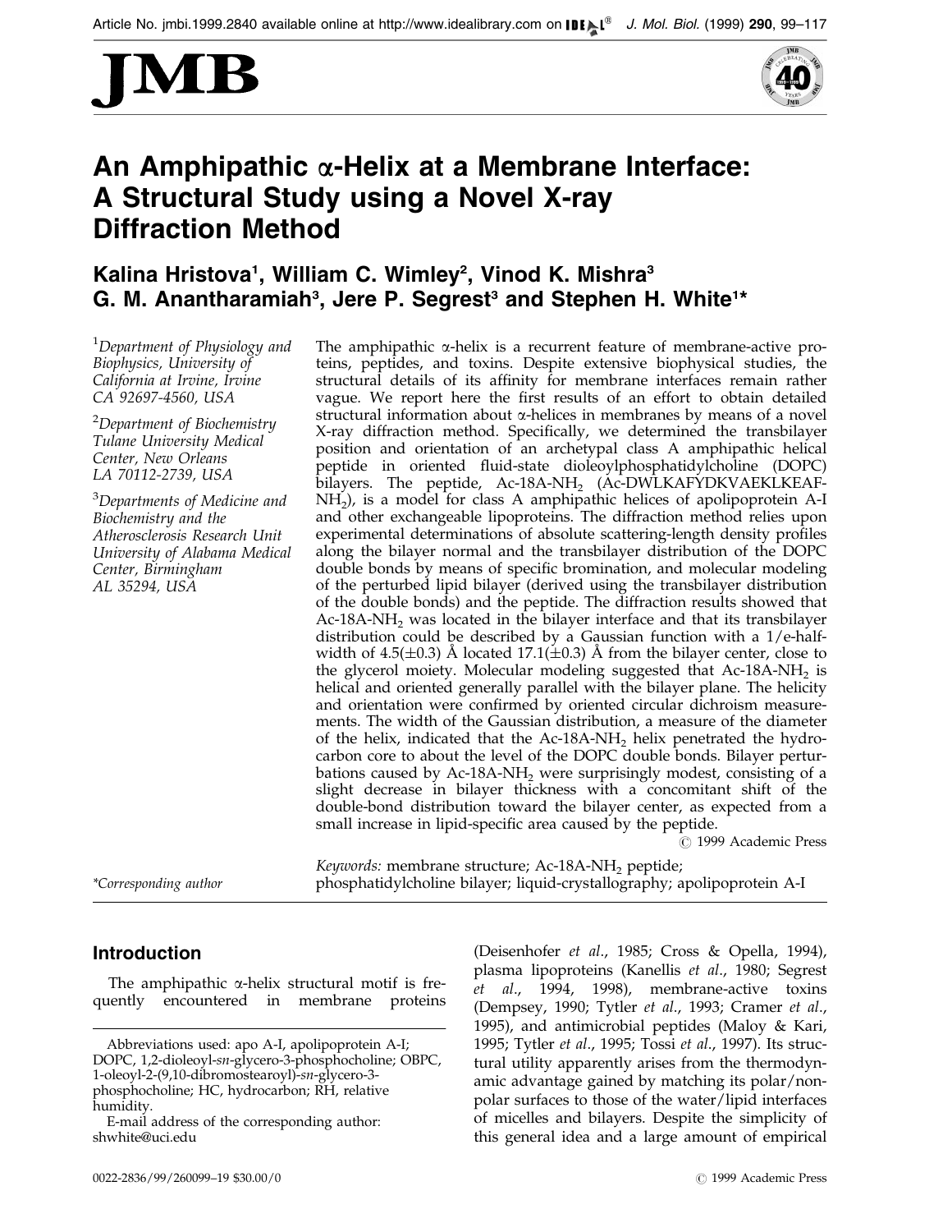# An Amphipathic α-Helix at a Membrane Interface: A Structural Study using a Novel X-ray Diffraction Method

**Kalina Hristova[1], William C. Wimley[2], Vinod K. Mishra[3], G. M. Anantharamiah[3], Jere P. Segrest[3] and Stephen H. White[1]***

[1]*Department of Physiology and Biophysics, University of California at Irvine, Irvine CA 92697-4560, USA*

[2]*Department of Biochemistry Tulane University Medical Center, New Orleans LA 70112-2739, USA*

[3]*Departments of Medicine and Biochemistry and the Atherosclerosis Research Unit University of Alabama Medical Center, Birmingham AL 35294, USA*

The amphipathic α-helix is a recurrent feature of membrane-active proteins, peptides, and toxins. Despite extensive biophysical studies, the structural details of its affinity for membrane interfaces remain rather vague. We report here the first results of an effort to obtain detailed structural information about α-helices in membranes by means of a novel X-ray diffraction method. Specifically, we determined the transbilayer position and orientation of an archetypal class A amphipathic helical peptide in oriented fluid-state dioleoylphosphatidylcholine (DOPC) bilayers. The peptide, Ac-18A-$NH_2$ (Ac-DWLKAFYDKVAEKLKEAF-$NH_2$), is a model for class A amphipathic helices of apolipoprotein A-I and other exchangeable lipoproteins. The diffraction method relies upon experimental determinations of absolute scattering-length density profiles along the bilayer normal and the transbilayer distribution of the DOPC double bonds by means of specific bromination, and molecular modeling of the perturbed lipid bilayer (derived using the transbilayer distribution of the double bonds) and the peptide. The diffraction results showed that Ac-18A-$NH_2$ was located in the bilayer interface and that its transbilayer distribution could be described by a Gaussian function with a 1/e-half-width of 4.5(±0.3) Å located 17.1(±0.3) Å from the bilayer center, close to the glycerol moiety. Molecular modeling suggested that Ac-18A-$NH_2$ is helical and oriented generally parallel with the bilayer plane. The helicity and orientation were confirmed by oriented circular dichroism measurements. The width of the Gaussian distribution, a measure of the diameter of the helix, indicated that the Ac-18A-$NH_2$ helix penetrated the hydrocarbon core to about the level of the DOPC double bonds. Bilayer perturbations caused by Ac-18A-$NH_2$ were surprisingly modest, consisting of a slight decrease in bilayer thickness with a concomitant shift of the double-bond distribution toward the bilayer center, as expected from a small increase in lipid-specific area caused by the peptide.

© 1999 Academic Press

*Keywords:* membrane structure; Ac-18A-$NH_2$ peptide; phosphatidylcholine bilayer; liquid-crystallography; apolipoprotein A-I

*Corresponding author

## Introduction

The amphipathic α-helix structural motif is frequently encountered in membrane proteins (Deisenhofer *et al*., 1985; Cross & Opella, 1994), plasma lipoproteins (Kanellis *et al*., 1980; Segrest *et al*., 1994, 1998), membrane-active toxins (Dempsey, 1990; Tytler *et al*., 1993; Cramer *et al*., 1995), and antimicrobial peptides (Maloy & Kari, 1995; Tytler *et al*., 1995; Tossi *et al*., 1997). Its structural utility apparently arises from the thermodynamic advantage gained by matching its polar/nonpolar surfaces to those of the water/lipid interfaces of micelles and bilayers. Despite the simplicity of this general idea and a large amount of empirical

Abbreviations used: apo A-I, apolipoprotein A-I; DOPC, 1,2-dioleoyl-*sn*-glycero-3-phosphocholine; OBPC, 1-oleoyl-2-(9,10-dibromostearoyl)-*sn*-glycero-3-phosphocholine; HC, hydrocarbon; RH, relative humidity.

E-mail address of the corresponding author: shwhite@uci.edu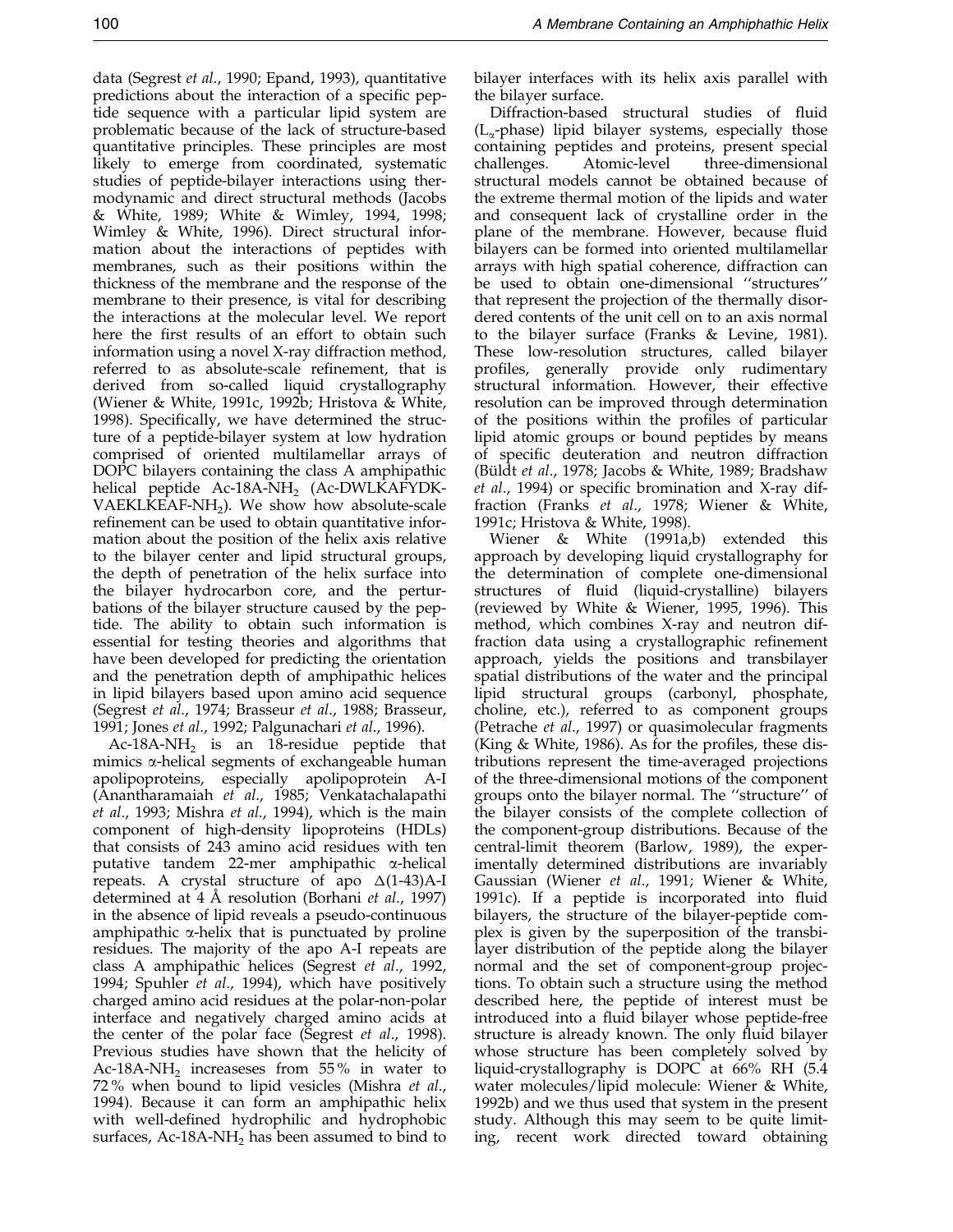data (Segrest *et al*., 1990; Epand, 1993), quantitative predictions about the interaction of a specific peptide sequence with a particular lipid system are problematic because of the lack of structure-based quantitative principles. These principles are most likely to emerge from coordinated, systematic studies of peptide-bilayer interactions using thermodynamic and direct structural methods (Jacobs & White, 1989; White & Wimley, 1994, 1998; Wimley & White, 1996). Direct structural information about the interactions of peptides with membranes, such as their positions within the thickness of the membrane and the response of the membrane to their presence, is vital for describing the interactions at the molecular level. We report here the first results of an effort to obtain such information using a novel X-ray diffraction method, referred to as absolute-scale refinement, that is derived from so-called liquid crystallography (Wiener & White, 1991c, 1992b; Hristova & White, 1998). Specifically, we have determined the structure of a peptide-bilayer system at low hydration comprised of oriented multilamellar arrays of DOPC bilayers containing the class A amphipathic helical peptide Ac-18A-$NH_2$ (Ac-DWLKAFYDK-VAEKLKEAF-$NH_2$). We show how absolute-scale refinement can be used to obtain quantitative information about the position of the helix axis relative to the bilayer center and lipid structural groups, the depth of penetration of the helix surface into the bilayer hydrocarbon core, and the perturbations of the bilayer structure caused by the peptide. The ability to obtain such information is essential for testing theories and algorithms that have been developed for predicting the orientation and the penetration depth of amphipathic helices in lipid bilayers based upon amino acid sequence (Segrest *et al*., 1974; Brasseur *et al*., 1988; Brasseur, 1991; Jones *et al*., 1992; Palgunachari *et al*., 1996).

Ac-18A-$NH_2$ is an 18-residue peptide that mimics α-helical segments of exchangeable human apolipoproteins, especially apolipoprotein A-I (Anantharamaiah *et al*., 1985; Venkatachalapathi *et al*., 1993; Mishra *et al*., 1994), which is the main component of high-density lipoproteins (HDLs) that consists of 243 amino acid residues with ten putative tandem 22-mer amphipathic α-helical repeats. A crystal structure of apo Δ(1-43)A-I determined at 4 Å resolution (Borhani *et al*., 1997) in the absence of lipid reveals a pseudo-continuous amphipathic α-helix that is punctuated by proline residues. The majority of the apo A-I repeats are class A amphipathic helices (Segrest *et al*., 1992, 1994; Spuhler *et al*., 1994), which have positively charged amino acid residues at the polar-non-polar interface and negatively charged amino acids at the center of the polar face (Segrest *et al*., 1998). Previous studies have shown that the helicity of Ac-18A-$NH_2$ increaseses from 55% in water to 72% when bound to lipid vesicles (Mishra *et al*., 1994). Because it can form an amphipathic helix with well-defined hydrophilic and hydrophobic surfaces, Ac-18A-$NH_2$ has been assumed to bind to bilayer interfaces with its helix axis parallel with the bilayer surface.

Diffraction-based structural studies of fluid ($L_\alpha$-phase) lipid bilayer systems, especially those containing peptides and proteins, present special challenges. Atomic-level three-dimensional structural models cannot be obtained because of the extreme thermal motion of the lipids and water and consequent lack of crystalline order in the plane of the membrane. However, because fluid bilayers can be formed into oriented multilamellar arrays with high spatial coherence, diffraction can be used to obtain one-dimensional "structures" that represent the projection of the thermally disordered contents of the unit cell on to an axis normal to the bilayer surface (Franks & Levine, 1981). These low-resolution structures, called bilayer profiles, generally provide only rudimentary structural information. However, their effective resolution can be improved through determination of the positions within the profiles of particular lipid atomic groups or bound peptides by means of specific deuteration and neutron diffraction (Büldt *et al*., 1978; Jacobs & White, 1989; Bradshaw *et al*., 1994) or specific bromination and X-ray diffraction (Franks *et al*., 1978; Wiener & White, 1991c; Hristova & White, 1998).

Wiener & White (1991a,b) extended this approach by developing liquid crystallography for the determination of complete one-dimensional structures of fluid (liquid-crystalline) bilayers (reviewed by White & Wiener, 1995, 1996). This method, which combines X-ray and neutron diffraction data using a crystallographic refinement approach, yields the positions and transbilayer spatial distributions of the water and the principal lipid structural groups (carbonyl, phosphate, choline, etc.), referred to as component groups (Petrache *et al*., 1997) or quasimolecular fragments (King & White, 1986). As for the profiles, these distributions represent the time-averaged projections of the three-dimensional motions of the component groups onto the bilayer normal. The "structure" of the bilayer consists of the complete collection of the component-group distributions. Because of the central-limit theorem (Barlow, 1989), the experimentally determined distributions are invariably Gaussian (Wiener *et al*., 1991; Wiener & White, 1991c). If a peptide is incorporated into fluid bilayers, the structure of the bilayer-peptide complex is given by the superposition of the transbilayer distribution of the peptide along the bilayer normal and the set of component-group projections. To obtain such a structure using the method described here, the peptide of interest must be introduced into a fluid bilayer whose peptide-free structure is already known. The only fluid bilayer whose structure has been completely solved by liquid-crystallography is DOPC at 66% RH (5.4 water molecules/lipid molecule: Wiener & White, 1992b) and we thus used that system in the present study. Although this may seem to be quite limiting, recent work directed toward obtaining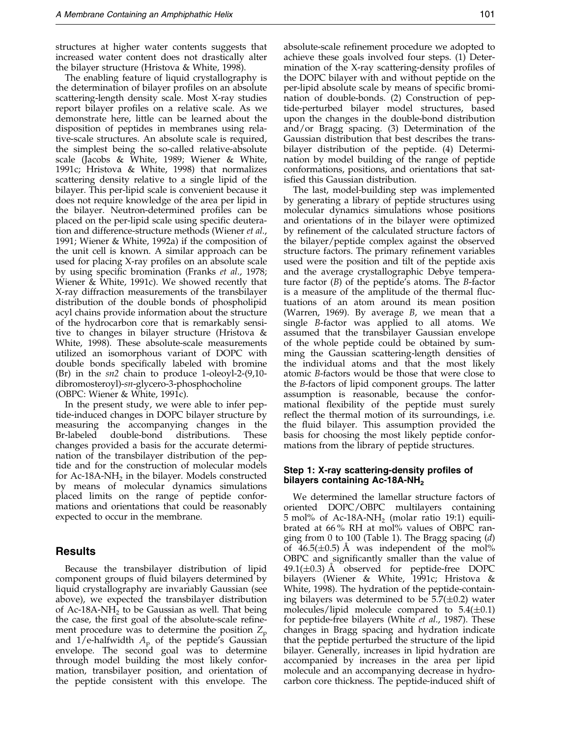structures at higher water contents suggests that increased water content does not drastically alter the bilayer structure (Hristova & White, 1998).

The enabling feature of liquid crystallography is the determination of bilayer profiles on an absolute scattering-length density scale. Most X-ray studies report bilayer profiles on a relative scale. As we demonstrate here, little can be learned about the disposition of peptides in membranes using relative-scale structures. An absolute scale is required, the simplest being the so-called relative-absolute scale (Jacobs & White, 1989; Wiener & White, 1991c; Hristova & White, 1998) that normalizes scattering density relative to a single lipid of the bilayer. This per-lipid scale is convenient because it does not require knowledge of the area per lipid in the bilayer. Neutron-determined profiles can be placed on the per-lipid scale using specific deuteration and difference-structure methods (Wiener *et al*., 1991; Wiener & White, 1992a) if the composition of the unit cell is known. A similar approach can be used for placing X-ray profiles on an absolute scale by using specific bromination (Franks *et al*., 1978; Wiener & White, 1991c). We showed recently that X-ray diffraction measurements of the transbilayer distribution of the double bonds of phospholipid acyl chains provide information about the structure of the hydrocarbon core that is remarkably sensitive to changes in bilayer structure (Hristova & White, 1998). These absolute-scale measurements utilized an isomorphous variant of DOPC with double bonds specifically labeled with bromine (Br) in the *sn2* chain to produce 1-oleoyl-2-(9,10-dibromosteroyl)-*sn*-glycero-3-phosphocholine (OBPC: Wiener & White, 1991c).

In the present study, we were able to infer peptide-induced changes in DOPC bilayer structure by measuring the accompanying changes in the Br-labeled double-bond distributions. These changes provided a basis for the accurate determination of the transbilayer distribution of the peptide and for the construction of molecular models for Ac-18A-$NH_2$ in the bilayer. Models constructed by means of molecular dynamics simulations placed limits on the range of peptide conformations and orientations that could be reasonably expected to occur in the membrane.

## Results

Because the transbilayer distribution of lipid component groups of fluid bilayers determined by liquid crystallography are invariably Gaussian (see above), we expected the transbilayer distribution of Ac-18A-$NH_2$ to be Gaussian as well. That being the case, the first goal of the absolute-scale refinement procedure was to determine the position $Z_p$ and 1/e-halfwidth $A_p$ of the peptide's Gaussian envelope. The second goal was to determine through model building the most likely conformation, transbilayer position, and orientation of the peptide consistent with this envelope. The absolute-scale refinement procedure we adopted to achieve these goals involved four steps. (1) Determination of the X-ray scattering-density profiles of the DOPC bilayer with and without peptide on the per-lipid absolute scale by means of specific bromination of double-bonds. (2) Construction of peptide-perturbed bilayer model structures, based upon the changes in the double-bond distribution and/or Bragg spacing. (3) Determination of the Gaussian distribution that best describes the transbilayer distribution of the peptide. (4) Determination by model building of the range of peptide conformations, positions, and orientations that satisfied this Gaussian distribution.

The last, model-building step was implemented by generating a library of peptide structures using molecular dynamics simulations whose positions and orientations of in the bilayer were optimized by refinement of the calculated structure factors of the bilayer/peptide complex against the observed structure factors. The primary refinement variables used were the position and tilt of the peptide axis and the average crystallographic Debye temperature factor ($B$) of the peptide's atoms. The $B$-factor is a measure of the amplitude of the thermal fluctuations of an atom around its mean position (Warren, 1969). By average $B$, we mean that a single $B$-factor was applied to all atoms. We assumed that the transbilayer Gaussian envelope of the whole peptide could be obtained by summing the Gaussian scattering-length densities of the individual atoms and that the most likely atomic $B$-factors would be those that were close to the $B$-factors of lipid component groups. The latter assumption is reasonable, because the conformational flexibility of the peptide must surely reflect the thermal motion of its surroundings, i.e. the fluid bilayer. This assumption provided the basis for choosing the most likely peptide conformations from the library of peptide structures.

### Step 1: X-ray scattering-density profiles of bilayers containing Ac-18A-$NH_2$

We determined the lamellar structure factors of oriented DOPC/OBPC multilayers containing 5 mol% of Ac-18A-$NH_2$ (molar ratio 19:1) equilibrated at 66 % RH at mol% values of OBPC ranging from 0 to 100 (Table 1). The Bragg spacing ($d$) of 46.5($\pm$0.5) Å was independent of the mol% OBPC and significantly smaller than the value of 49.1($\pm$0.3) Å observed for peptide-free DOPC bilayers (Wiener & White, 1991c; Hristova & White, 1998). The hydration of the peptide-containing bilayers was determined to be 5.7($\pm$0.2) water molecules/lipid molecule compared to 5.4($\pm$0.1) for peptide-free bilayers (White *et al*., 1987). These changes in Bragg spacing and hydration indicate that the peptide perturbed the structure of the lipid bilayer. Generally, increases in lipid hydration are accompanied by increases in the area per lipid molecule and an accompanying decrease in hydrocarbon core thickness. The peptide-induced shift of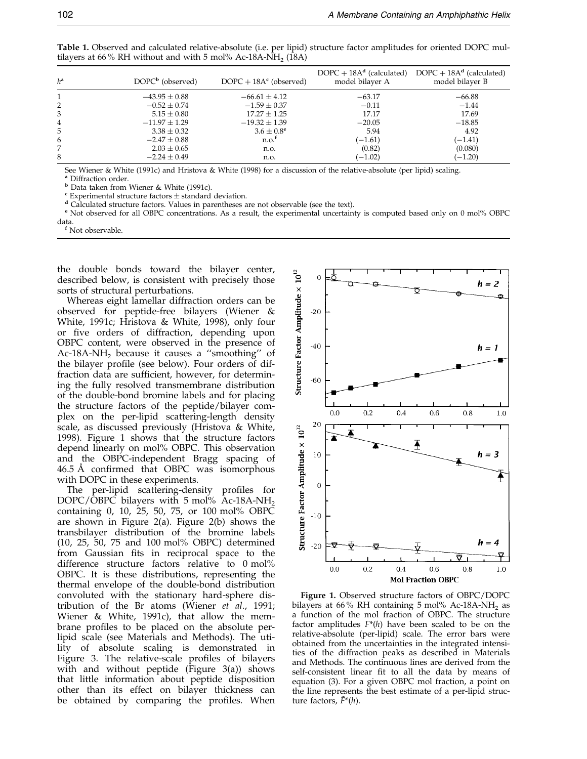**Table 1.** Observed and calculated relative-absolute (i.e. per lipid) structure factor amplitudes for oriented DOPC multilayers at 66 % RH without and with 5 mol% Ac-18A-$NH_2$ (18A)

| $h$[a] | DOPC[b] (observed) | DOPC + 18A[c] (observed) | DOPC + 18A[d] (calculated) model bilayer A | DOPC + 18A[d] (calculated) model bilayer B |
|---|---|---|---|---|
| 1 | −43.95 ± 0.88 | −66.61 ± 4.12 | −63.17 | −66.88 |
| 2 | −0.52 ± 0.74 | −1.59 ± 0.37 | −0.11 | −1.44 |
| 3 | 5.15 ± 0.80 | 17.27 ± 1.25 | 17.17 | 17.69 |
| 4 | −11.97 ± 1.29 | −19.32 ± 1.39 | −20.05 | −18.85 |
| 5 | 3.38 ± 0.32 | 3.6 ± 0.8[e] | 5.94 | 4.92 |
| 6 | −2.47 ± 0.88 | n.o.[f] | (−1.61) | (−1.41) |
| 7 | 2.03 ± 0.65 | n.o. | (0.82) | (0.080) |
| 8 | −2.24 ± 0.49 | n.o. | (−1.02) | (−1.20) |

See Wiener & White (1991c) and Hristova & White (1998) for a discussion of the relative-absolute (per lipid) scaling.
[a] Diffraction order.
[b] Data taken from Wiener & White (1991c).
[c] Experimental structure factors ± standard deviation.
[d] Calculated structure factors. Values in parentheses are not observable (see the text).
[e] Not observed for all OBPC concentrations. As a result, the experimental uncertainty is computed based only on 0 mol% OBPC data.
[f] Not observable.

the double bonds toward the bilayer center, described below, is consistent with precisely those sorts of structural perturbations.

Whereas eight lamellar diffraction orders can be observed for peptide-free bilayers (Wiener & White, 1991c; Hristova & White, 1998), only four or five orders of diffraction, depending upon OBPC content, were observed in the presence of Ac-18A-$NH_2$ because it causes a "smoothing" of the bilayer profile (see below). Four orders of diffraction data are sufficient, however, for determining the fully resolved transmembrane distribution of the double-bond bromine labels and for placing the structure factors of the peptide/bilayer complex on the per-lipid scattering-length density scale, as discussed previously (Hristova & White, 1998). Figure 1 shows that the structure factors depend linearly on mol% OBPC. This observation and the OBPC-independent Bragg spacing of 46.5 Å confirmed that OBPC was isomorphous with DOPC in these experiments.

The per-lipid scattering-density profiles for DOPC/OBPC bilayers with 5 mol% Ac-18A-$NH_2$ containing 0, 10, 25, 50, 75, or 100 mol% OBPC are shown in Figure 2(a). Figure 2(b) shows the transbilayer distribution of the bromine labels (10, 25, 50, 75 and 100 mol% OBPC) determined from Gaussian fits in reciprocal space to the difference structure factors relative to 0 mol% OBPC. It is these distributions, representing the thermal envelope of the double-bond distribution convoluted with the stationary hard-sphere distribution of the Br atoms (Wiener *et al.*, 1991; Wiener & White, 1991c), that allow the membrane profiles to be placed on the absolute per-lipid scale (see Materials and Methods). The utility of absolute scaling is demonstrated in Figure 3. The relative-scale profiles of bilayers with and without peptide (Figure 3(a)) shows that little information about peptide disposition other than its effect on bilayer thickness can be obtained by comparing the profiles. When

**Figure 1.** Observed structure factors of OBPC/DOPC bilayers at 66 % RH containing 5 mol% Ac-18A-$NH_2$ as a function of the mol fraction of OBPC. The structure factor amplitudes $F^*(h)$ have been scaled to be on the relative-absolute (per-lipid) scale. The error bars were obtained from the uncertainties in the integrated intensities of the diffraction peaks as described in Materials and Methods. The continuous lines are derived from the self-consistent linear fit to all the data by means of equation (3). For a given OBPC mol fraction, a point on the line represents the best estimate of a per-lipid structure factors, $\tilde{F}^*(h)$.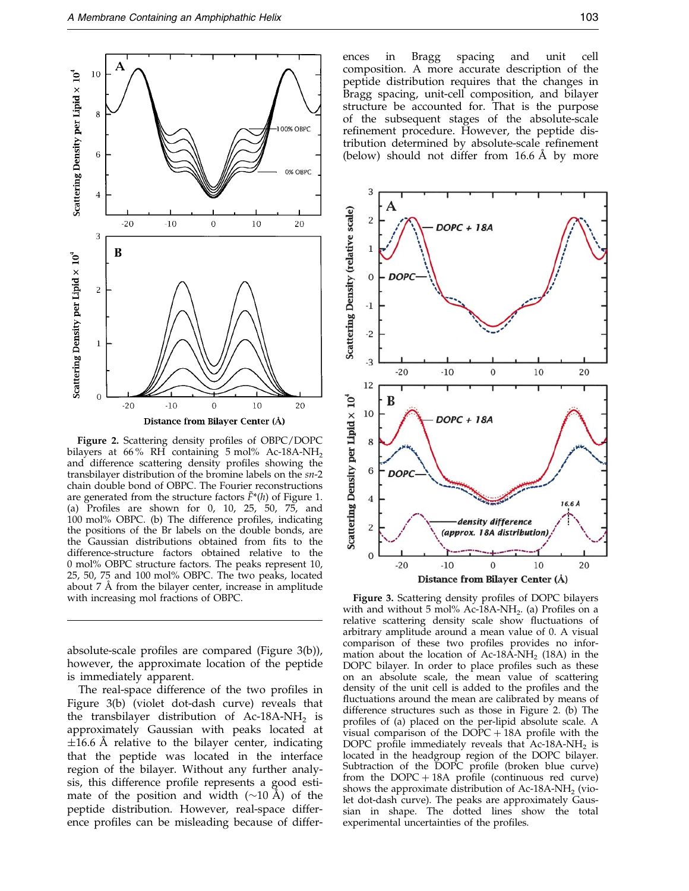Figure 2. Scattering density profiles of OBPC/DOPC bilayers at 66% RH containing 5 mol% Ac-18A-$NH_2$ and difference scattering density profiles showing the transbilayer distribution of the bromine labels on the *sn*-2 chain double bond of OBPC. The Fourier reconstructions are generated from the structure factors $\tilde{F}^*(h)$ of Figure 1. (a) Profiles are shown for 0, 10, 25, 50, 75, and 100 mol% OBPC. (b) The difference profiles, indicating the positions of the Br labels on the double bonds, are the Gaussian distributions obtained from fits to the difference-structure factors obtained relative to the 0 mol% OBPC structure factors. The peaks represent 10, 25, 50, 75 and 100 mol% OBPC. The two peaks, located about 7 Å from the bilayer center, increase in amplitude with increasing mol fractions of OBPC.

absolute-scale profiles are compared (Figure 3(b)), however, the approximate location of the peptide is immediately apparent.

The real-space difference of the two profiles in Figure 3(b) (violet dot-dash curve) reveals that the transbilayer distribution of Ac-18A-$NH_2$ is approximately Gaussian with peaks located at ±16.6 Å relative to the bilayer center, indicating that the peptide was located in the interface region of the bilayer. Without any further analysis, this difference profile represents a good estimate of the position and width (~10 Å) of the peptide distribution. However, real-space difference profiles can be misleading because of differences in Bragg spacing and unit cell composition. A more accurate description of the peptide distribution requires that the changes in Bragg spacing, unit-cell composition, and bilayer structure be accounted for. That is the purpose of the subsequent stages of the absolute-scale refinement procedure. However, the peptide distribution determined by absolute-scale refinement (below) should not differ from 16.6 Å by more

Figure 3. Scattering density profiles of DOPC bilayers with and without 5 mol% Ac-18A-$NH_2$. (a) Profiles on a relative scattering density scale show fluctuations of arbitrary amplitude around a mean value of 0. A visual comparison of these two profiles provides no information about the location of Ac-18A-$NH_2$ (18A) in the DOPC bilayer. In order to place profiles such as these on an absolute scale, the mean value of scattering density of the unit cell is added to the profiles and the fluctuations around the mean are calibrated by means of difference structures such as those in Figure 2. (b) The profiles of (a) placed on the per-lipid absolute scale. A visual comparison of the DOPC + 18A profile with the DOPC profile immediately reveals that Ac-18A-$NH_2$ is located in the headgroup region of the DOPC bilayer. Subtraction of the DOPC profile (broken blue curve) from the DOPC + 18A profile (continuous red curve) shows the approximate distribution of Ac-18A-$NH_2$ (violet dot-dash curve). The peaks are approximately Gaussian in shape. The dotted lines show the total experimental uncertainties of the profiles.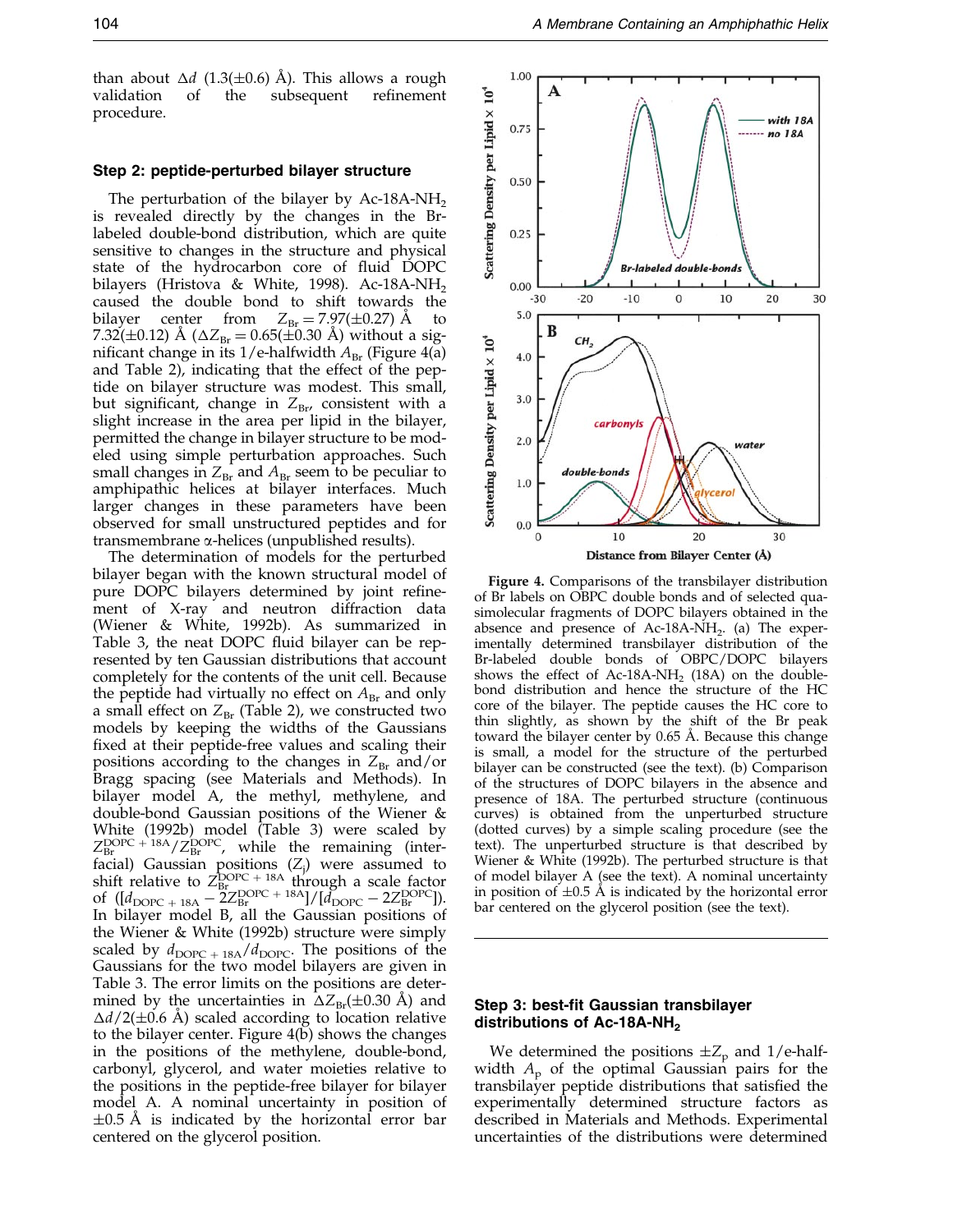than about $\Delta d$ (1.3(±0.6) Å). This allows a rough validation of the subsequent refinement procedure.

### Step 2: peptide-perturbed bilayer structure

The perturbation of the bilayer by Ac-18A-$NH_2$ is revealed directly by the changes in the Br-labeled double-bond distribution, which are quite sensitive to changes in the structure and physical state of the hydrocarbon core of fluid DOPC bilayers (Hristova & White, 1998). Ac-18A-$NH_2$ caused the double bond to shift towards the bilayer center from $Z_{Br} = 7.97(\pm 0.27)$ Å to 7.32(±0.12) Å ($\Delta Z_{Br} = 0.65(\pm 0.30$ Å) without a significant change in its 1/e-halfwidth $A_{Br}$ (Figure 4(a) and Table 2), indicating that the effect of the peptide on bilayer structure was modest. This small, but significant, change in $Z_{Br}$, consistent with a slight increase in the area per lipid in the bilayer, permitted the change in bilayer structure to be modeled using simple perturbation approaches. Such small changes in $Z_{Br}$ and $A_{Br}$ seem to be peculiar to amphipathic helices at bilayer interfaces. Much larger changes in these parameters have been observed for small unstructured peptides and for transmembrane α-helices (unpublished results).

The determination of models for the perturbed bilayer began with the known structural model of pure DOPC bilayers determined by joint refinement of X-ray and neutron diffraction data (Wiener & White, 1992b). As summarized in Table 3, the neat DOPC fluid bilayer can be represented by ten Gaussian distributions that account completely for the contents of the unit cell. Because the peptide had virtually no effect on $A_{Br}$ and only a small effect on $Z_{Br}$ (Table 2), we constructed two models by keeping the widths of the Gaussians fixed at their peptide-free values and scaling their positions according to the changes in $Z_{Br}$ and/or Bragg spacing (see Materials and Methods). In bilayer model A, the methyl, methylene, and double-bond Gaussian positions of the Wiener & White (1992b) model (Table 3) were scaled by $Z_{Br}^{DOPC+18A}/Z_{Br}^{DOPC}$, while the remaining (interfacial) Gaussian positions ($Z_j$) were assumed to shift relative to $Z_{Br}^{DOPC+18A}$ through a scale factor of $([d_{DOPC+18A} - 2Z_{Br}^{DOPC+18A}]/[d_{DOPC} - 2Z_{Br}^{DOPC}])$. In bilayer model B, all the Gaussian positions of the Wiener & White (1992b) structure were simply scaled by $d_{DOPC+18A}/d_{DOPC}$. The positions of the Gaussians for the two model bilayers are given in Table 3. The error limits on the positions are determined by the uncertainties in $\Delta Z_{Br}(\pm 0.30$ Å) and $\Delta d/2(\pm 0.6$ Å) scaled according to location relative to the bilayer center. Figure 4(b) shows the changes in the positions of the methylene, double-bond, carbonyl, glycerol, and water moieties relative to the positions in the peptide-free bilayer for bilayer model A. A nominal uncertainty in position of ±0.5 Å is indicated by the horizontal error bar centered on the glycerol position.

**Figure 4.** Comparisons of the transbilayer distribution of Br labels on OBPC double bonds and of selected quasimolecular fragments of DOPC bilayers obtained in the absence and presence of Ac-18A-$NH_2$. (a) The experimentally determined transbilayer distribution of the Br-labeled double bonds of OBPC/DOPC bilayers shows the effect of Ac-18A-$NH_2$ (18A) on the double-bond distribution and hence the structure of the HC core of the bilayer. The peptide causes the HC core to thin slightly, as shown by the shift of the Br peak toward the bilayer center by 0.65 Å. Because this change is small, a model for the structure of the perturbed bilayer can be constructed (see the text). (b) Comparison of the structures of DOPC bilayers in the absence and presence of 18A. The perturbed structure (continuous curves) is obtained from the unperturbed structure (dotted curves) by a simple scaling procedure (see the text). The unperturbed structure is that described by Wiener & White (1992b). The perturbed structure is that of model bilayer A (see the text). A nominal uncertainty in position of ±0.5 Å is indicated by the horizontal error bar centered on the glycerol position (see the text).

### Step 3: best-fit Gaussian transbilayer distributions of Ac-18A-$NH_2$

We determined the positions $\pm Z_p$ and 1/e-halfwidth $A_p$ of the optimal Gaussian pairs for the transbilayer peptide distributions that satisfied the experimentally determined structure factors as described in Materials and Methods. Experimental uncertainties of the distributions were determined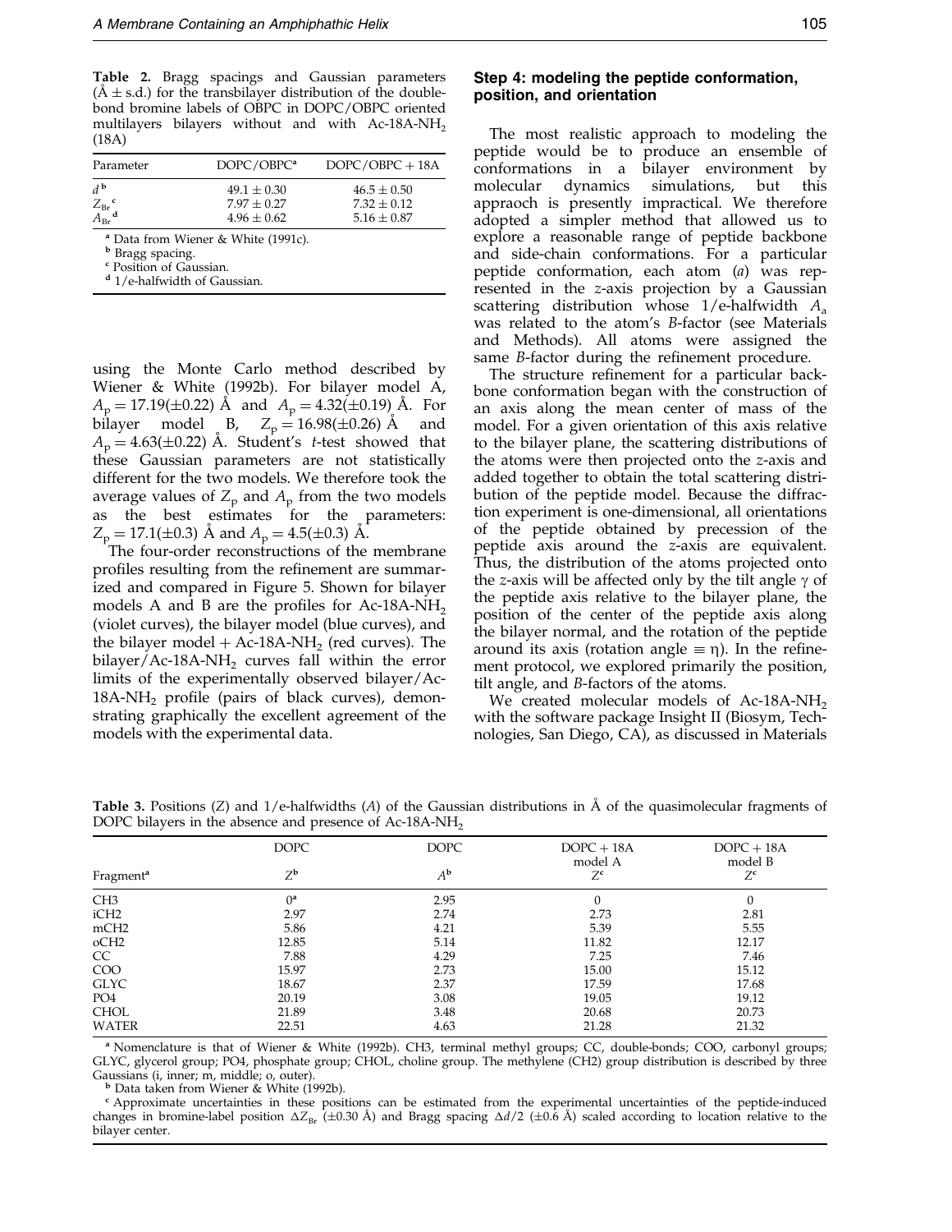**Table 2.** Bragg spacings and Gaussian parameters (Å ± s.d.) for the transbilayer distribution of the double-bond bromine labels of OBPC in DOPC/OBPC oriented multilayers bilayers without and with Ac-18A-$NH_2$ (18A)

| Parameter | DOPC/OBPC[a] | DOPC/OBPC + 18A |
|---|---|---|
| $d$ [b] | 49.1 ± 0.30 | 46.5 ± 0.50 |
| $Z_{Br}$ [c] | 7.97 ± 0.27 | 7.32 ± 0.12 |
| $A_{Br}$ [d] | 4.96 ± 0.62 | 5.16 ± 0.87 |

[a] Data from Wiener & White (1991c).
[b] Bragg spacing.
[c] Position of Gaussian.
[d] 1/e-halfwidth of Gaussian.

using the Monte Carlo method described by Wiener & White (1992b). For bilayer model A, $A_p = 17.19(\pm 0.22)$ Å and $A_p = 4.32(\pm 0.19)$ Å. For bilayer model B, $Z_p = 16.98(\pm 0.26)$ Å and $A_p = 4.63(\pm 0.22)$ Å. Student's *t*-test showed that these Gaussian parameters are not statistically different for the two models. We therefore took the average values of $Z_p$ and $A_p$ from the two models as the best estimates for the parameters: $Z_p = 17.1(\pm 0.3)$ Å and $A_p = 4.5(\pm 0.3)$ Å.

The four-order reconstructions of the membrane profiles resulting from the refinement are summarized and compared in Figure 5. Shown for bilayer models A and B are the profiles for Ac-18A-$NH_2$ (violet curves), the bilayer model (blue curves), and the bilayer model + Ac-18A-$NH_2$ (red curves). The bilayer/Ac-18A-$NH_2$ curves fall within the error limits of the experimentally observed bilayer/Ac-18A-$NH_2$ profile (pairs of black curves), demonstrating graphically the excellent agreement of the models with the experimental data.

### Step 4: modeling the peptide conformation, position, and orientation

The most realistic approach to modeling the peptide would be to produce an ensemble of conformations in a bilayer environment by molecular dynamics simulations, but this appraoch is presently impractical. We therefore adopted a simpler method that allowed us to explore a reasonable range of peptide backbone and side-chain conformations. For a particular peptide conformation, each atom (*a*) was represented in the *z*-axis projection by a Gaussian scattering distribution whose 1/e-halfwidth $A_a$ was related to the atom's *B*-factor (see Materials and Methods). All atoms were assigned the same *B*-factor during the refinement procedure.

The structure refinement for a particular backbone conformation began with the construction of an axis along the mean center of mass of the model. For a given orientation of this axis relative to the bilayer plane, the scattering distributions of the atoms were then projected onto the *z*-axis and added together to obtain the total scattering distribution of the peptide model. Because the diffraction experiment is one-dimensional, all orientations of the peptide obtained by precession of the peptide axis around the *z*-axis are equivalent. Thus, the distribution of the atoms projected onto the *z*-axis will be affected only by the tilt angle $\gamma$ of the peptide axis relative to the bilayer plane, the position of the center of the peptide axis along the bilayer normal, and the rotation of the peptide around its axis (rotation angle $\equiv \eta$). In the refinement protocol, we explored primarily the position, tilt angle, and *B*-factors of the atoms.

We created molecular models of Ac-18A-$NH_2$ with the software package Insight II (Biosym, Technologies, San Diego, CA), as discussed in Materials

**Table 3.** Positions (*Z*) and 1/e-halfwidths (*A*) of the Gaussian distributions in Å of the quasimolecular fragments of DOPC bilayers in the absence and presence of Ac-18A-$NH_2$

| Fragment[a] | DOPC $Z$[b] | DOPC $A$[b] | DOPC + 18A model A $Z$[c] | DOPC + 18A model B $Z$[c] |
|---|---|---|---|---|
| CH3 | 0[a] | 2.95 | 0 | 0 |
| iCH2 | 2.97 | 2.74 | 2.73 | 2.81 |
| mCH2 | 5.86 | 4.21 | 5.39 | 5.55 |
| oCH2 | 12.85 | 5.14 | 11.82 | 12.17 |
| CC | 7.88 | 4.29 | 7.25 | 7.46 |
| COO | 15.97 | 2.73 | 15.00 | 15.12 |
| GLYC | 18.67 | 2.37 | 17.59 | 17.68 |
| PO4 | 20.19 | 3.08 | 19.05 | 19.12 |
| CHOL | 21.89 | 3.48 | 20.68 | 20.73 |
| WATER | 22.51 | 4.63 | 21.28 | 21.32 |

[a] Nomenclature is that of Wiener & White (1992b). CH3, terminal methyl groups; CC, double-bonds; COO, carbonyl groups; GLYC, glycerol group; PO4, phosphate group; CHOL, choline group. The methylene (CH2) group distribution is described by three Gaussians (i, inner; m, middle; o, outer).
[b] Data taken from Wiener & White (1992b).
[c] Approximate uncertainties in these positions can be estimated from the experimental uncertainties of the peptide-induced changes in bromine-label position $\Delta Z_{Br}$ (±0.30 Å) and Bragg spacing $\Delta d/2$ (±0.6 Å) scaled according to location relative to the bilayer center.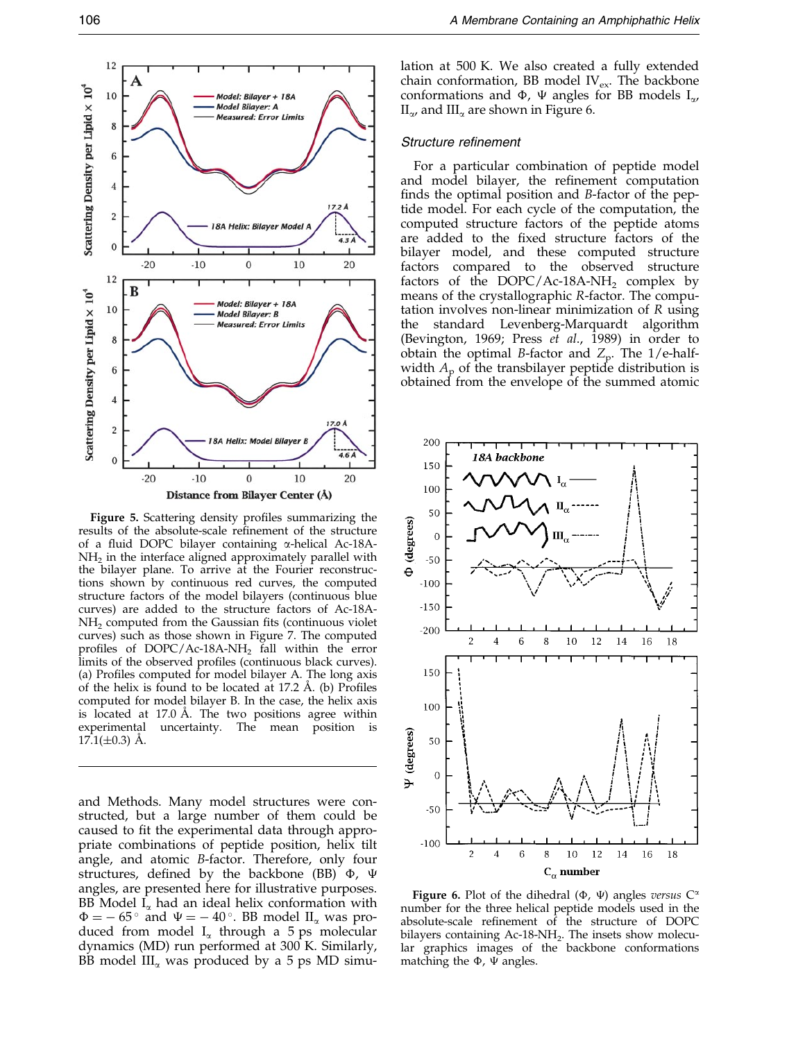Figure 5. Scattering density profiles summarizing the results of the absolute-scale refinement of the structure of a fluid DOPC bilayer containing α-helical Ac-18A-$NH_2$ in the interface aligned approximately parallel with the bilayer plane. To arrive at the Fourier reconstructions shown by continuous red curves, the computed structure factors of the model bilayers (continuous blue curves) are added to the structure factors of Ac-18A-$NH_2$ computed from the Gaussian fits (continuous violet curves) such as those shown in Figure 7. The computed profiles of DOPC/Ac-18A-$NH_2$ fall within the error limits of the observed profiles (continuous black curves). (a) Profiles computed for model bilayer A. The long axis of the helix is found to be located at 17.2 Å. (b) Profiles computed for model bilayer B. In the case, the helix axis is located at 17.0 Å. The two positions agree within experimental uncertainty. The mean position is 17.1(±0.3) Å.

and Methods. Many model structures were constructed, but a large number of them could be caused to fit the experimental data through appropriate combinations of peptide position, helix tilt angle, and atomic *B*-factor. Therefore, only four structures, defined by the backbone (BB) Φ, Ψ angles, are presented here for illustrative purposes. BB Model $I_\alpha$ had an ideal helix conformation with $\Phi = -65°$ and $\Psi = -40°$. BB model $II_\alpha$ was produced from model $I_\alpha$ through a 5 ps molecular dynamics (MD) run performed at 300 K. Similarly, BB model $III_\alpha$ was produced by a 5 ps MD simulation at 500 K. We also created a fully extended chain conformation, BB model $IV_{ex}$. The backbone conformations and Φ, Ψ angles for BB models $I_\alpha$, $II_\alpha$, and $III_\alpha$ are shown in Figure 6.

### Structure refinement

For a particular combination of peptide model and model bilayer, the refinement computation finds the optimal position and *B*-factor of the peptide model. For each cycle of the computation, the computed structure factors of the peptide atoms are added to the fixed structure factors of the bilayer model, and these computed structure factors compared to the observed structure factors of the DOPC/Ac-18A-$NH_2$ complex by means of the crystallographic *R*-factor. The computation involves non-linear minimization of *R* using the standard Levenberg-Marquardt algorithm (Bevington, 1969; Press *et al.*, 1989) in order to obtain the optimal *B*-factor and $Z_p$. The 1/e-half-width $A_p$ of the transbilayer peptide distribution is obtained from the envelope of the summed atomic

Figure 6. Plot of the dihedral (Φ, Ψ) angles *versus* $C^\alpha$ number for the three helical peptide models used in the absolute-scale refinement of the structure of DOPC bilayers containing Ac-18-$NH_2$. The insets show molecular graphics images of the backbone conformations matching the Φ, Ψ angles.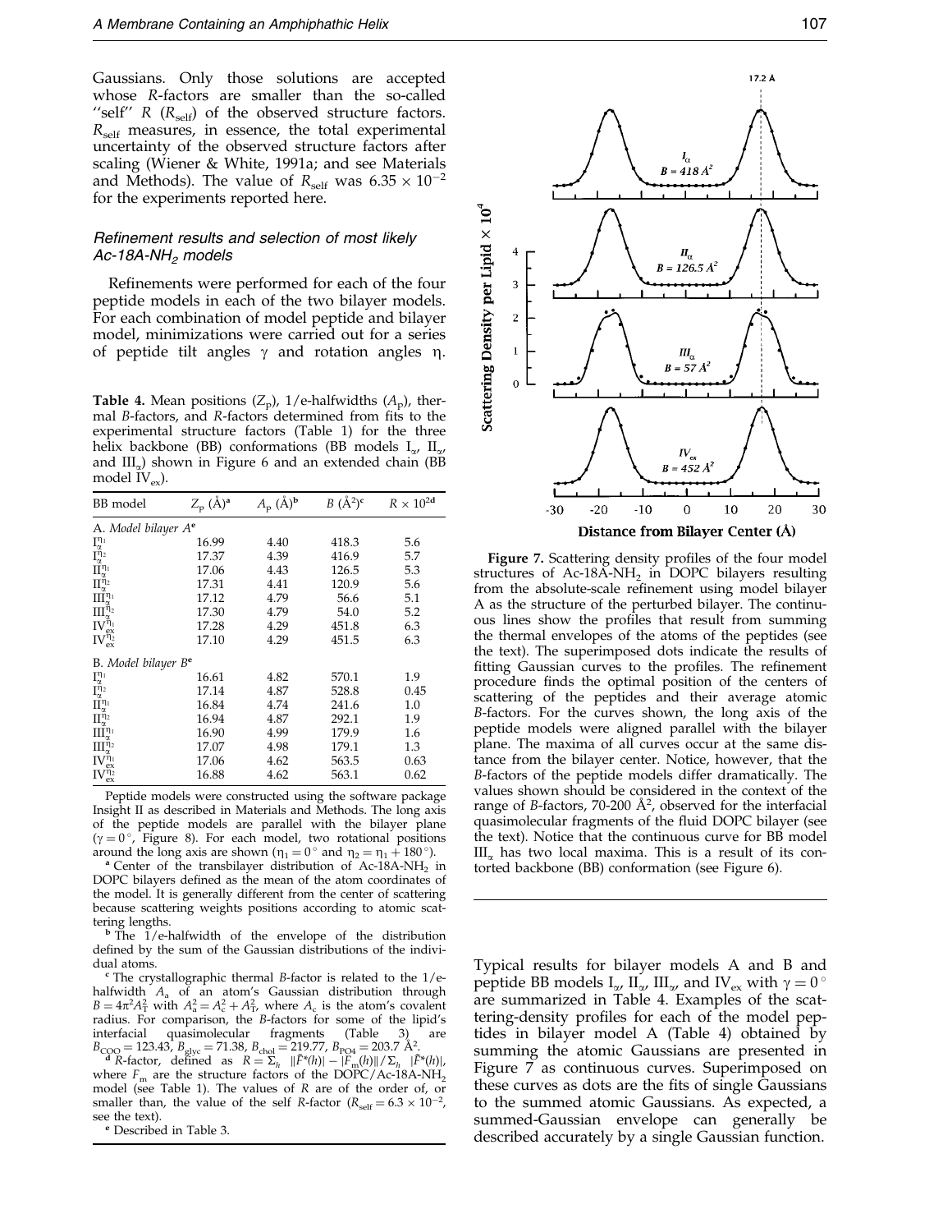Gaussians. Only those solutions are accepted whose *R*-factors are smaller than the so-called "self" *R* ($R_{self}$) of the observed structure factors. $R_{self}$ measures, in essence, the total experimental uncertainty of the observed structure factors after scaling (Wiener & White, 1991a; and see Materials and Methods). The value of $R_{self}$ was $6.35 \times 10^{-2}$ for the experiments reported here.

### Refinement results and selection of most likely Ac-18A-$NH_2$ models

Refinements were performed for each of the four peptide models in each of the two bilayer models. For each combination of model peptide and bilayer model, minimizations were carried out for a series of peptide tilt angles $\gamma$ and rotation angles $\eta$.

**Table 4.** Mean positions ($Z_p$), 1/e-halfwidths ($A_p$), thermal *B*-factors, and *R*-factors determined from fits to the experimental structure factors (Table 1) for the three helix backbone (BB) conformations (BB models $I_\alpha$, $II_\alpha$, and $III_\alpha$) shown in Figure 6 and an extended chain (BB model $IV_{ex}$).

| BB model | $Z_p$ (Å)[a] | $A_p$ (Å)[b] | $B$ (Å$^2$)[c] | $R \times 10^{2}$[d] |
|---|---|---|---|---|
| A. *Model bilayer A*[e] | | | | |
| $I_\alpha^{\eta_1}$ | 16.99 | 4.40 | 418.3 | 5.6 |
| $I_\alpha^{\eta_2}$ | 17.37 | 4.39 | 416.9 | 5.7 |
| $II_\alpha^{\eta_1}$ | 17.06 | 4.43 | 126.5 | 5.3 |
| $II_\alpha^{\eta_2}$ | 17.31 | 4.41 | 120.9 | 5.6 |
| $III_\alpha^{\eta_1}$ | 17.12 | 4.79 | 56.6 | 5.1 |
| $III_\alpha^{\eta_2}$ | 17.30 | 4.79 | 54.0 | 5.2 |
| $IV_{ex}^{\eta_1}$ | 17.28 | 4.29 | 451.8 | 6.3 |
| $IV_{ex}^{\eta_2}$ | 17.10 | 4.29 | 451.5 | 6.3 |
| B. *Model bilayer B*[e] | | | | |
| $I_\alpha^{\eta_1}$ | 16.61 | 4.82 | 570.1 | 1.9 |
| $I_\alpha^{\eta_2}$ | 17.14 | 4.87 | 528.8 | 0.45 |
| $II_\alpha^{\eta_1}$ | 16.84 | 4.74 | 241.6 | 1.0 |
| $II_\alpha^{\eta_2}$ | 16.94 | 4.87 | 292.1 | 1.9 |
| $III_\alpha^{\eta_1}$ | 16.90 | 4.99 | 179.9 | 1.6 |
| $III_\alpha^{\eta_2}$ | 17.07 | 4.98 | 179.1 | 1.3 |
| $IV_{ex}^{\eta_1}$ | 17.06 | 4.62 | 563.5 | 0.63 |
| $IV_{ex}^{\eta_2}$ | 16.88 | 4.62 | 563.1 | 0.62 |

Peptide models were constructed using the software package Insight II as described in Materials and Methods. The long axis of the peptide models are parallel with the bilayer plane ($\gamma = 0°$, Figure 8). For each model, two rotational positions around the long axis are shown ($\eta_1 = 0°$ and $\eta_2 = \eta_1 + 180°$).

[a] Center of the transbilayer distribution of Ac-18A-$NH_2$ in DOPC bilayers defined as the mean of the atom coordinates of the model. It is generally different from the center of scattering because scattering weights positions according to atomic scattering lengths.

[b] The 1/e-halfwidth of the envelope of the distribution defined by the sum of the Gaussian distributions of the individual atoms.

[c] The crystallographic thermal *B*-factor is related to the 1/e-halfwidth $A_a$ of an atom's Gaussian distribution through $B = 4\pi^2 A_T^2$ with $A_a^2 = A_c^2 + A_T^2$, where $A_c$ is the atom's covalent radius. For comparison, the *B*-factors for some of the lipid's interfacial quasimolecular fragments (Table 3) are $B_{COO} = 123.43$, $B_{glyc} = 71.38$, $B_{chol} = 219.77$, $B_{PO4} = 203.7$ Å$^2$.

[d] *R*-factor, defined as $R = \Sigma_h \, ||\hat{F}^*(h)| - |F_m(h)|| / \Sigma_h \, |\hat{F}^*(h)|$, where $F_m$ are the structure factors of the DOPC/Ac-18A-$NH_2$ model (see Table 1). The values of *R* are of the order of, or smaller than, the value of the self *R*-factor ($R_{self} = 6.3 \times 10^{-2}$, see the text).

[e] Described in Table 3.

**Figure 7.** Scattering density profiles of the four model structures of Ac-18A-$NH_2$ in DOPC bilayers resulting from the absolute-scale refinement using model bilayer A as the structure of the perturbed bilayer. The continuous lines show the profiles that result from summing the thermal envelopes of the atoms of the peptides (see the text). The superimposed dots indicate the results of fitting Gaussian curves to the profiles. The refinement procedure finds the optimal position of the centers of scattering of the peptides and their average atomic *B*-factors. For the curves shown, the long axis of the peptide models were aligned parallel with the bilayer plane. The maxima of all curves occur at the same distance from the bilayer center. Notice, however, that the *B*-factors of the peptide models differ dramatically. The values shown should be considered in the context of the range of *B*-factors, 70-200 Å$^2$, observed for the interfacial quasimolecular fragments of the fluid DOPC bilayer (see the text). Notice that the continuous curve for BB model $III_\alpha$ has two local maxima. This is a result of its contorted backbone (BB) conformation (see Figure 6).

Typical results for bilayer models A and B and peptide BB models $I_\alpha$, $II_\alpha$, $III_\alpha$, and $IV_{ex}$ with $\gamma = 0°$ are summarized in Table 4. Examples of the scattering-density profiles for each of the model peptides in bilayer model A (Table 4) obtained by summing the atomic Gaussians are presented in Figure 7 as continuous curves. Superimposed on these curves as dots are the fits of single Gaussians to the summed atomic Gaussians. As expected, a summed-Gaussian envelope can generally be described accurately by a single Gaussian function.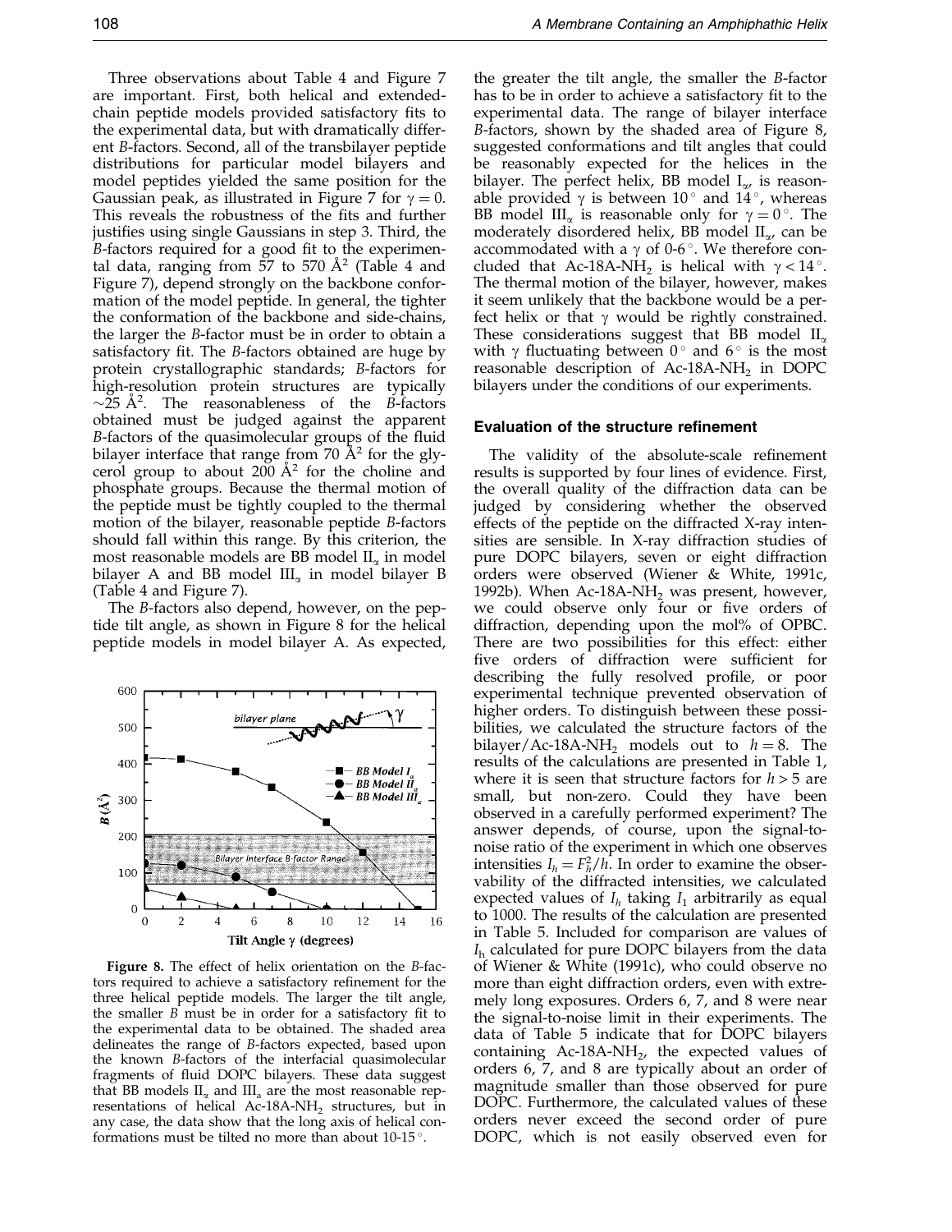Three observations about Table 4 and Figure 7 are important. First, both helical and extended-chain peptide models provided satisfactory fits to the experimental data, but with dramatically different *B*-factors. Second, all of the transbilayer peptide distributions for particular model bilayers and model peptides yielded the same position for the Gaussian peak, as illustrated in Figure 7 for $\gamma = 0$. This reveals the robustness of the fits and further justifies using single Gaussians in step 3. Third, the *B*-factors required for a good fit to the experimental data, ranging from 57 to 570 Å$^2$ (Table 4 and Figure 7), depend strongly on the backbone conformation of the model peptide. In general, the tighter the conformation of the backbone and side-chains, the larger the *B*-factor must be in order to obtain a satisfactory fit. The *B*-factors obtained are huge by protein crystallographic standards; *B*-factors for high-resolution protein structures are typically $\sim$25 Å$^2$. The reasonableness of the *B*-factors obtained must be judged against the apparent *B*-factors of the quasimolecular groups of the fluid bilayer interface that range from 70 Å$^2$ for the glycerol group to about 200 Å$^2$ for the choline and phosphate groups. Because the thermal motion of the peptide must be tightly coupled to the thermal motion of the bilayer, reasonable peptide *B*-factors should fall within this range. By this criterion, the most reasonable models are BB model II$_\alpha$ in model bilayer A and BB model III$_\alpha$ in model bilayer B (Table 4 and Figure 7).

The *B*-factors also depend, however, on the peptide tilt angle, as shown in Figure 8 for the helical peptide models in model bilayer A. As expected, the greater the tilt angle, the smaller the *B*-factor has to be in order to achieve a satisfactory fit to the experimental data. The range of bilayer interface *B*-factors, shown by the shaded area of Figure 8, suggested conformations and tilt angles that could be reasonably expected for the helices in the bilayer. The perfect helix, BB model I$_\alpha$, is reasonable provided $\gamma$ is between 10° and 14°, whereas BB model III$_\alpha$ is reasonable only for $\gamma = 0°$. The moderately disordered helix, BB model II$_\alpha$, can be accommodated with a $\gamma$ of 0-6°. We therefore concluded that Ac-18A-NH$_2$ is helical with $\gamma < 14°$. The thermal motion of the bilayer, however, makes it seem unlikely that the backbone would be a perfect helix or that $\gamma$ would be rightly constrained. These considerations suggest that BB model II$_\alpha$ with $\gamma$ fluctuating between 0° and 6° is the most reasonable description of Ac-18A-NH$_2$ in DOPC bilayers under the conditions of our experiments.

**Figure 8.** The effect of helix orientation on the *B*-factors required to achieve a satisfactory refinement for the three helical peptide models. The larger the tilt angle, the smaller *B* must be in order for a satisfactory fit to the experimental data to be obtained. The shaded area delineates the range of *B*-factors expected, based upon the known *B*-factors of the interfacial quasimolecular fragments of fluid DOPC bilayers. These data suggest that BB models II$_\alpha$ and III$_\alpha$ are the most reasonable representations of helical Ac-18A-NH$_2$ structures, but in any case, the data show that the long axis of helical conformations must be tilted no more than about 10-15°.

## Evaluation of the structure refinement

The validity of the absolute-scale refinement results is supported by four lines of evidence. First, the overall quality of the diffraction data can be judged by considering whether the observed effects of the peptide on the diffracted X-ray intensities are sensible. In X-ray diffraction studies of pure DOPC bilayers, seven or eight diffraction orders were observed (Wiener & White, 1991c, 1992b). When Ac-18A-NH$_2$ was present, however, we could observe only four or five orders of diffraction, depending upon the mol% of OPBC. There are two possibilities for this effect: either five orders of diffraction were sufficient for describing the fully resolved profile, or poor experimental technique prevented observation of higher orders. To distinguish between these possibilities, we calculated the structure factors of the bilayer/Ac-18A-NH$_2$ models out to $h = 8$. The results of the calculations are presented in Table 1, where it is seen that structure factors for $h > 5$ are small, but non-zero. Could they have been observed in a carefully performed experiment? The answer depends, of course, upon the signal-to-noise ratio of the experiment in which one observes intensities $I_h = F_h^2/h$. In order to examine the observability of the diffracted intensities, we calculated expected values of $I_h$ taking $I_1$ arbitrarily as equal to 1000. The results of the calculation are presented in Table 5. Included for comparison are values of $I_h$ calculated for pure DOPC bilayers from the data of Wiener & White (1991c), who could observe no more than eight diffraction orders, even with extremely long exposures. Orders 6, 7, and 8 were near the signal-to-noise limit in their experiments. The data of Table 5 indicate that for DOPC bilayers containing Ac-18A-NH$_2$, the expected values of orders 6, 7, and 8 are typically about an order of magnitude smaller than those observed for pure DOPC. Furthermore, the calculated values of these orders never exceed the second order of pure DOPC, which is not easily observed even for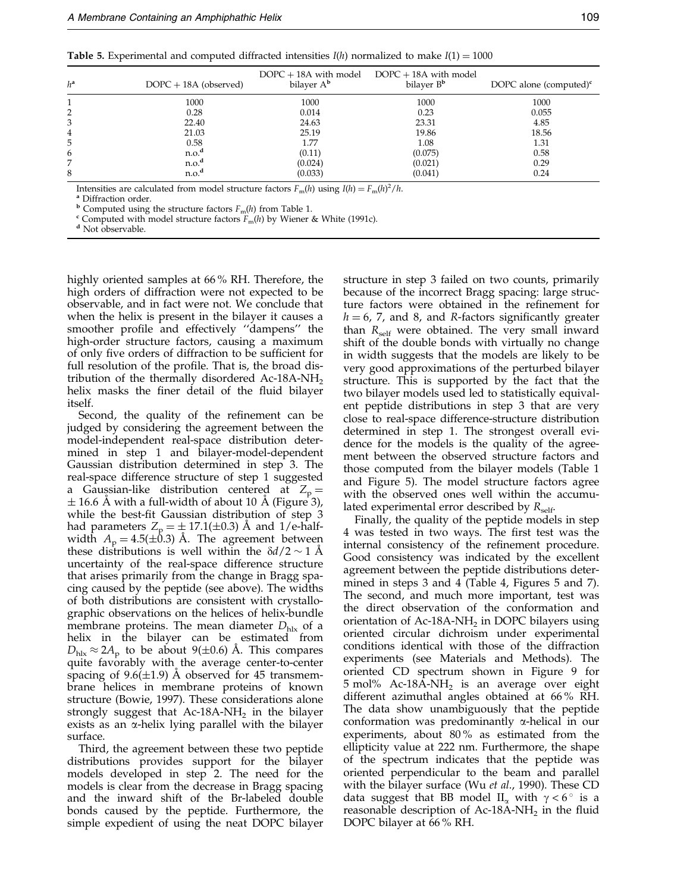**Table 5.** Experimental and computed diffracted intensities $I(h)$ normalized to make $I(1) = 1000$

| $h$[a] | DOPC + 18A (observed) | DOPC + 18A with model bilayer A[b] | DOPC + 18A with model bilayer B[b] | DOPC alone (computed)[c] |
|---|---|---|---|---|
| 1 | 1000 | 1000 | 1000 | 1000 |
| 2 | 0.28 | 0.014 | 0.23 | 0.055 |
| 3 | 22.40 | 24.63 | 23.31 | 4.85 |
| 4 | 21.03 | 25.19 | 19.86 | 18.56 |
| 5 | 0.58 | 1.77 | 1.08 | 1.31 |
| 6 | n.o.[d] | (0.11) | (0.075) | 0.58 |
| 7 | n.o.[d] | (0.024) | (0.021) | 0.29 |
| 8 | n.o.[d] | (0.033) | (0.041) | 0.24 |

Intensities are calculated from model structure factors $F_m(h)$ using $I(h) = F_m(h)^2/h$.
[a] Diffraction order.
[b] Computed using the structure factors $F_m(h)$ from Table 1.
[c] Computed with model structure factors $F_m(h)$ by Wiener & White (1991c).
[d] Not observable.

highly oriented samples at 66% RH. Therefore, the high orders of diffraction were not expected to be observable, and in fact were not. We conclude that when the helix is present in the bilayer it causes a smoother profile and effectively "dampens" the high-order structure factors, causing a maximum of only five orders of diffraction to be sufficient for full resolution of the profile. That is, the broad distribution of the thermally disordered Ac-18A-$NH_2$ helix masks the finer detail of the fluid bilayer itself.

Second, the quality of the refinement can be judged by considering the agreement between the model-independent real-space distribution determined in step 1 and bilayer-model-dependent Gaussian distribution determined in step 3. The real-space difference structure of step 1 suggested a Gaussian-like distribution centered at $Z_p = \pm 16.6$ Å with a full-width of about 10 Å (Figure 3), while the best-fit Gaussian distribution of step 3 had parameters $Z_p = \pm 17.1(\pm 0.3)$ Å and 1/e-half-width $A_p = 4.5(\pm 0.3)$ Å. The agreement between these distributions is well within the $\delta d/2 \sim 1$ Å uncertainty of the real-space difference structure that arises primarily from the change in Bragg spacing caused by the peptide (see above). The widths of both distributions are consistent with crystallographic observations on the helices of helix-bundle membrane proteins. The mean diameter $D_{hlx}$ of a helix in the bilayer can be estimated from $D_{hlx} \approx 2A_p$ to be about 9($\pm$0.6) Å. This compares quite favorably with the average center-to-center spacing of 9.6($\pm$1.9) Å observed for 45 transmembrane helices in membrane proteins of known structure (Bowie, 1997). These considerations alone strongly suggest that Ac-18A-$NH_2$ in the bilayer exists as an α-helix lying parallel with the bilayer surface.

Third, the agreement between these two peptide distributions provides support for the bilayer models developed in step 2. The need for the models is clear from the decrease in Bragg spacing and the inward shift of the Br-labeled double bonds caused by the peptide. Furthermore, the simple expedient of using the neat DOPC bilayer structure in step 3 failed on two counts, primarily because of the incorrect Bragg spacing: large structure factors were obtained in the refinement for $h = 6$, 7, and 8, and R-factors significantly greater than $R_{self}$ were obtained. The very small inward shift of the double bonds with virtually no change in width suggests that the models are likely to be very good approximations of the perturbed bilayer structure. This is supported by the fact that the two bilayer models used led to statistically equivalent peptide distributions in step 3 that are very close to real-space difference-structure distribution determined in step 1. The strongest overall evidence for the models is the quality of the agreement between the observed structure factors and those computed from the bilayer models (Table 1 and Figure 5). The model structure factors agree with the observed ones well within the accumulated experimental error described by $R_{self}$.

Finally, the quality of the peptide models in step 4 was tested in two ways. The first test was the internal consistency of the refinement procedure. Good consistency was indicated by the excellent agreement between the peptide distributions determined in steps 3 and 4 (Table 4, Figures 5 and 7). The second, and much more important, test was the direct observation of the conformation and orientation of Ac-18A-$NH_2$ in DOPC bilayers using oriented circular dichroism under experimental conditions identical with those of the diffraction experiments (see Materials and Methods). The oriented CD spectrum shown in Figure 9 for 5 mol% Ac-18A-$NH_2$ is an average over eight different azimuthal angles obtained at 66% RH. The data show unambiguously that the peptide conformation was predominantly α-helical in our experiments, about 80% as estimated from the ellipticity value at 222 nm. Furthermore, the shape of the spectrum indicates that the peptide was oriented perpendicular to the beam and parallel with the bilayer surface (Wu *et al*., 1990). These CD data suggest that BB model $II_\alpha$ with $\gamma < 6^\circ$ is a reasonable description of Ac-18A-$NH_2$ in the fluid DOPC bilayer at 66% RH.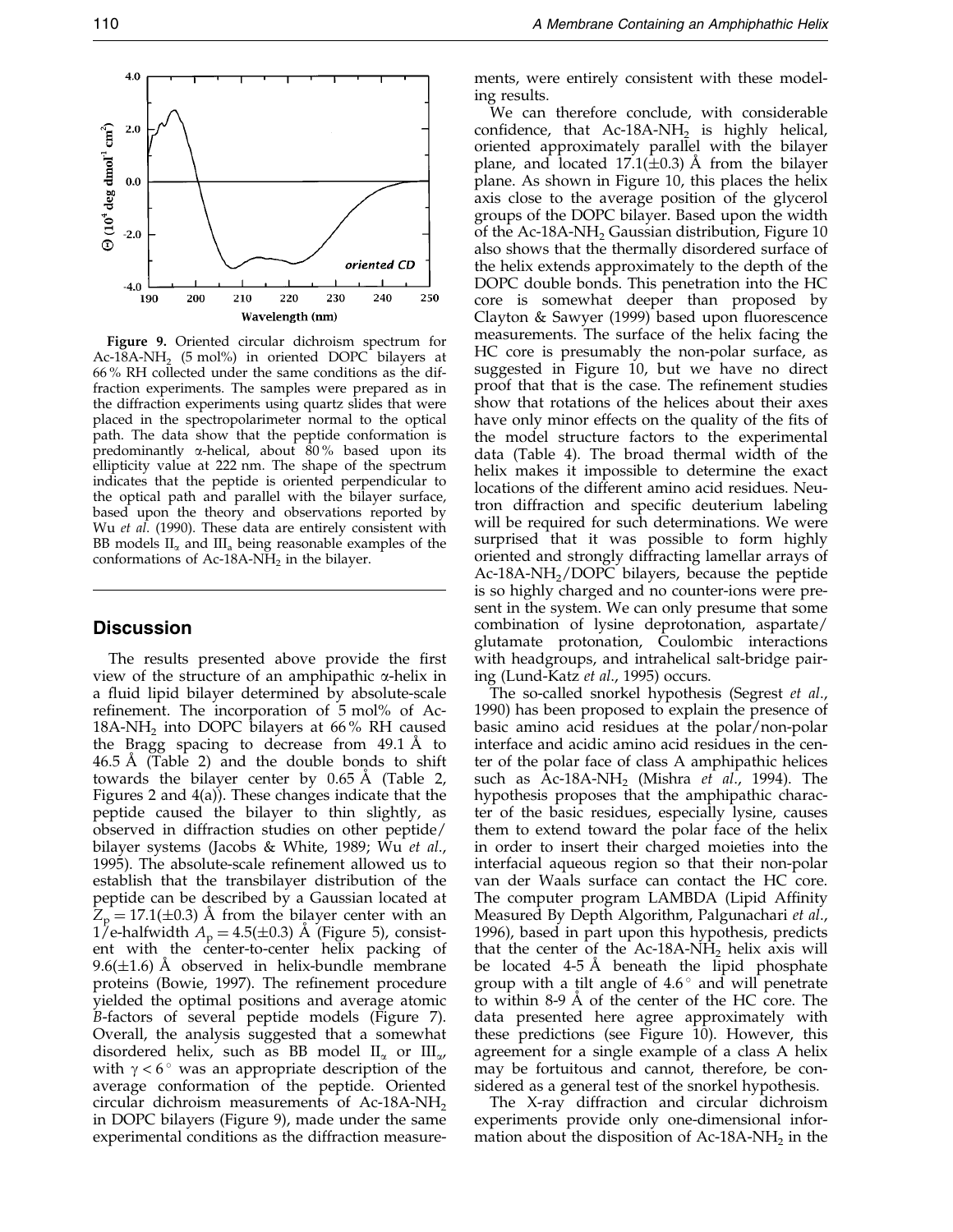**Figure 9.** Oriented circular dichroism spectrum for Ac-18A-$NH_2$ (5 mol%) in oriented DOPC bilayers at 66 % RH collected under the same conditions as the diffraction experiments. The samples were prepared as in the diffraction experiments using quartz slides that were placed in the spectropolarimeter normal to the optical path. The data show that the peptide conformation is predominantly α-helical, about 80 % based upon its ellipticity value at 222 nm. The shape of the spectrum indicates that the peptide is oriented perpendicular to the optical path and parallel with the bilayer surface, based upon the theory and observations reported by Wu *et al.* (1990). These data are entirely consistent with BB models $II_\alpha$ and $III_a$ being reasonable examples of the conformations of Ac-18A-$NH_2$ in the bilayer.

## Discussion

The results presented above provide the first view of the structure of an amphipathic α-helix in a fluid lipid bilayer determined by absolute-scale refinement. The incorporation of 5 mol% of Ac-18A-$NH_2$ into DOPC bilayers at 66 % RH caused the Bragg spacing to decrease from 49.1 Å to 46.5 Å (Table 2) and the double bonds to shift towards the bilayer center by 0.65 Å (Table 2, Figures 2 and 4(a)). These changes indicate that the peptide caused the bilayer to thin slightly, as observed in diffraction studies on other peptide/bilayer systems (Jacobs & White, 1989; Wu *et al.*, 1995). The absolute-scale refinement allowed us to establish that the transbilayer distribution of the peptide can be described by a Gaussian located at $Z_p = 17.1(\pm 0.3)$ Å from the bilayer center with an 1/e-halfwidth $A_p = 4.5(\pm 0.3)$ Å (Figure 5), consistent with the center-to-center helix packing of $9.6(\pm 1.6)$ Å observed in helix-bundle membrane proteins (Bowie, 1997). The refinement procedure yielded the optimal positions and average atomic *B*-factors of several peptide models (Figure 7). Overall, the analysis suggested that a somewhat disordered helix, such as BB model $II_\alpha$ or $III_\alpha$, with $\gamma < 6°$ was an appropriate description of the average conformation of the peptide. Oriented circular dichroism measurements of Ac-18A-$NH_2$ in DOPC bilayers (Figure 9), made under the same experimental conditions as the diffraction measurements, were entirely consistent with these modeling results.

We can therefore conclude, with considerable confidence, that Ac-18A-$NH_2$ is highly helical, oriented approximately parallel with the bilayer plane, and located $17.1(\pm 0.3)$ Å from the bilayer plane. As shown in Figure 10, this places the helix axis close to the average position of the glycerol groups of the DOPC bilayer. Based upon the width of the Ac-18A-$NH_2$ Gaussian distribution, Figure 10 also shows that the thermally disordered surface of the helix extends approximately to the depth of the DOPC double bonds. This penetration into the HC core is somewhat deeper than proposed by Clayton & Sawyer (1999) based upon fluorescence measurements. The surface of the helix facing the HC core is presumably the non-polar surface, as suggested in Figure 10, but we have no direct proof that that is the case. The refinement studies show that rotations of the helices about their axes have only minor effects on the quality of the fits of the model structure factors to the experimental data (Table 4). The broad thermal width of the helix makes it impossible to determine the exact locations of the different amino acid residues. Neutron diffraction and specific deuterium labeling will be required for such determinations. We were surprised that it was possible to form highly oriented and strongly diffracting lamellar arrays of Ac-18A-$NH_2$/DOPC bilayers, because the peptide is so highly charged and no counter-ions were present in the system. We can only presume that some combination of lysine deprotonation, aspartate/glutamate protonation, Coulombic interactions with headgroups, and intrahelical salt-bridge pairing (Lund-Katz *et al.*, 1995) occurs.

The so-called snorkel hypothesis (Segrest *et al.*, 1990) has been proposed to explain the presence of basic amino acid residues at the polar/non-polar interface and acidic amino acid residues in the center of the polar face of class A amphipathic helices such as Ac-18A-$NH_2$ (Mishra *et al.*, 1994). The hypothesis proposes that the amphipathic character of the basic residues, especially lysine, causes them to extend toward the polar face of the helix in order to insert their charged moieties into the interfacial aqueous region so that their non-polar van der Waals surface can contact the HC core. The computer program LAMBDA (Lipid Affinity Measured By Depth Algorithm, Palgunachari *et al.*, 1996), based in part upon this hypothesis, predicts that the center of the Ac-18A-$NH_2$ helix axis will be located 4-5 Å beneath the lipid phosphate group with a tilt angle of 4.6° and will penetrate to within 8-9 Å of the center of the HC core. The data presented here agree approximately with these predictions (see Figure 10). However, this agreement for a single example of a class A helix may be fortuitous and cannot, therefore, be considered as a general test of the snorkel hypothesis.

The X-ray diffraction and circular dichroism experiments provide only one-dimensional information about the disposition of Ac-18A-$NH_2$ in the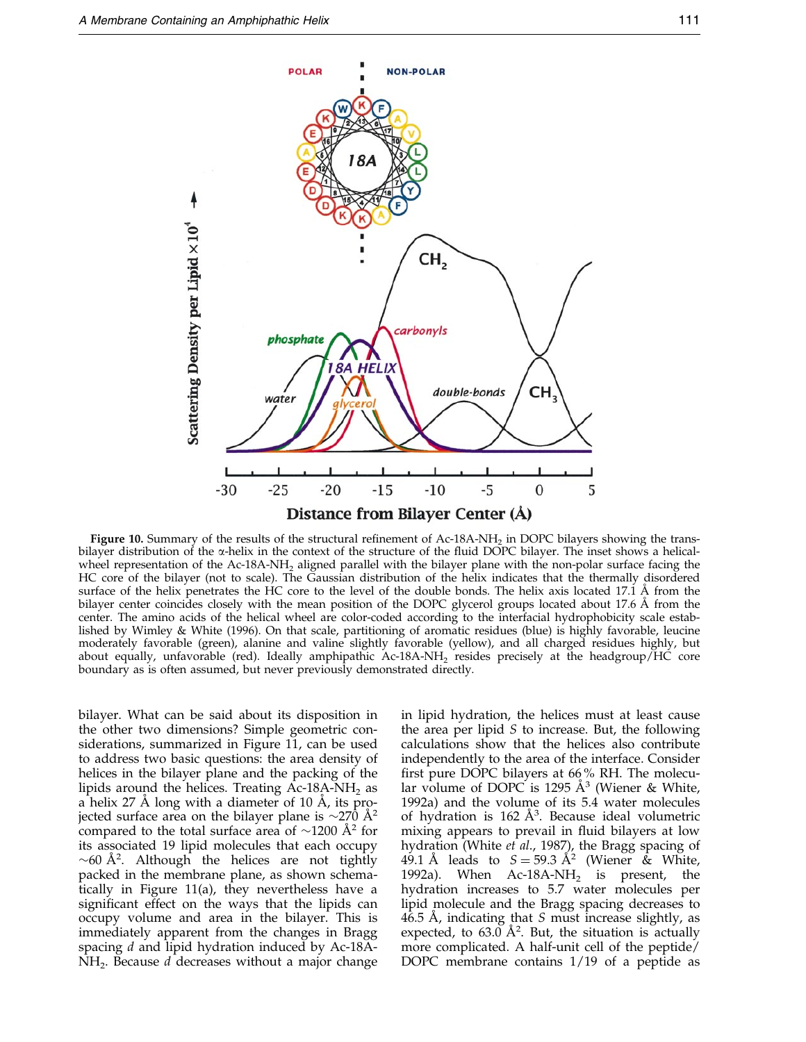**Figure 10.** Summary of the results of the structural refinement of Ac-18A-$NH_2$ in DOPC bilayers showing the transbilayer distribution of the α-helix in the context of the structure of the fluid DOPC bilayer. The inset shows a helical-wheel representation of the Ac-18A-$NH_2$ aligned parallel with the bilayer plane with the non-polar surface facing the HC core of the bilayer (not to scale). The Gaussian distribution of the helix indicates that the thermally disordered surface of the helix penetrates the HC core to the level of the double bonds. The helix axis located 17.1 Å from the bilayer center coincides closely with the mean position of the DOPC glycerol groups located about 17.6 Å from the center. The amino acids of the helical wheel are color-coded according to the interfacial hydrophobicity scale established by Wimley & White (1996). On that scale, partitioning of aromatic residues (blue) is highly favorable, leucine moderately favorable (green), alanine and valine slightly favorable (yellow), and all charged residues highly, but about equally, unfavorable (red). Ideally amphipathic Ac-18A-$NH_2$ resides precisely at the headgroup/HC core boundary as is often assumed, but never previously demonstrated directly.

bilayer. What can be said about its disposition in the other two dimensions? Simple geometric considerations, summarized in Figure 11, can be used to address two basic questions: the area density of helices in the bilayer plane and the packing of the lipids around the helices. Treating Ac-18A-$NH_2$ as a helix 27 Å long with a diameter of 10 Å, its projected surface area on the bilayer plane is ~270 $Å^2$ compared to the total surface area of ~1200 $Å^2$ for its associated 19 lipid molecules that each occupy ~60 $Å^2$. Although the helices are not tightly packed in the membrane plane, as shown schematically in Figure 11(a), they nevertheless have a significant effect on the ways that the lipids can occupy volume and area in the bilayer. This is immediately apparent from the changes in Bragg spacing $d$ and lipid hydration induced by Ac-18A-$NH_2$. Because $d$ decreases without a major change in lipid hydration, the helices must at least cause the area per lipid $S$ to increase. But, the following calculations show that the helices also contribute independently to the area of the interface. Consider first pure DOPC bilayers at 66% RH. The molecular volume of DOPC is 1295 $Å^3$ (Wiener & White, 1992a) and the volume of its 5.4 water molecules of hydration is 162 $Å^3$. Because ideal volumetric mixing appears to prevail in fluid bilayers at low hydration (White *et al.*, 1987), the Bragg spacing of 49.1 Å leads to $S = 59.3$ $Å^2$ (Wiener & White, 1992a). When Ac-18A-$NH_2$ is present, the hydration increases to 5.7 water molecules per lipid molecule and the Bragg spacing decreases to 46.5 Å, indicating that $S$ must increase slightly, as expected, to 63.0 $Å^2$. But, the situation is actually more complicated. A half-unit cell of the peptide/DOPC membrane contains 1/19 of a peptide as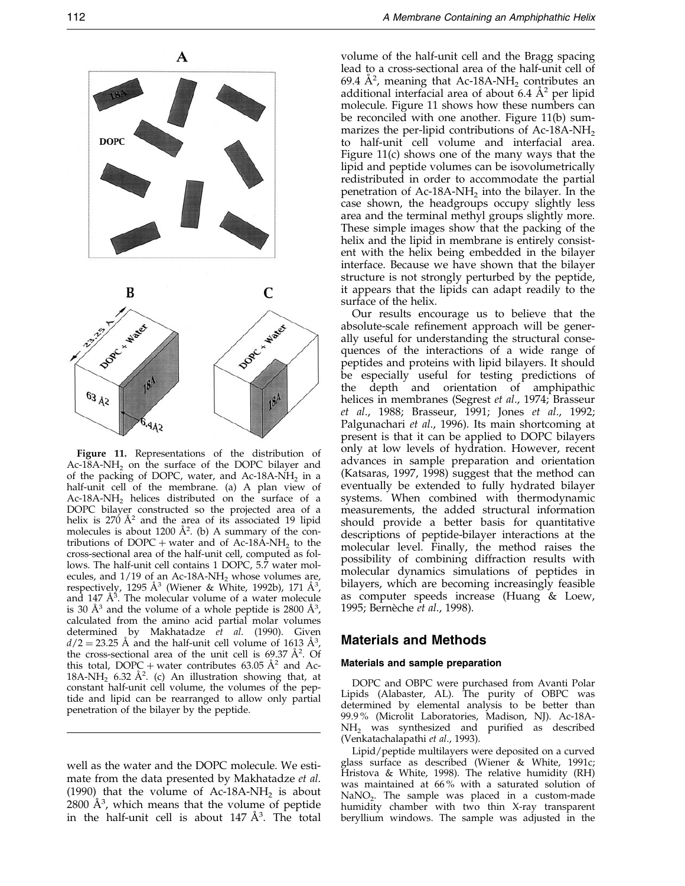**Figure 11.** Representations of the distribution of Ac-18A-$NH_2$ on the surface of the DOPC bilayer and of the packing of DOPC, water, and Ac-18A-$NH_2$ in a half-unit cell of the membrane. (a) A plan view of Ac-18A-$NH_2$ helices distributed on the surface of a DOPC bilayer constructed so the projected area of a helix is 270 Å$^2$ and the area of its associated 19 lipid molecules is about 1200 Å$^2$. (b) A summary of the contributions of DOPC + water and of Ac-18A-$NH_2$ to the cross-sectional area of the half-unit cell, computed as follows. The half-unit cell contains 1 DOPC, 5.7 water molecules, and 1/19 of an Ac-18A-$NH_2$ whose volumes are, respectively, 1295 Å$^3$ (Wiener & White, 1992b), 171 Å$^3$, and 147 Å$^3$. The molecular volume of a water molecule is 30 Å$^3$ and the volume of a whole peptide is 2800 Å$^3$, calculated from the amino acid partial molar volumes determined by Makhatadze *et al.* (1990). Given $d/2 = 23.25$ Å and the half-unit cell volume of 1613 Å$^3$, the cross-sectional area of the unit cell is 69.37 Å$^2$. Of this total, DOPC + water contributes 63.05 Å$^2$ and Ac-18A-$NH_2$ 6.32 Å$^2$. (c) An illustration showing that, at constant half-unit cell volume, the volumes of the peptide and lipid can be rearranged to allow only partial penetration of the bilayer by the peptide.

well as the water and the DOPC molecule. We estimate from the data presented by Makhatadze *et al.* (1990) that the volume of Ac-18A-$NH_2$ is about 2800 Å$^3$, which means that the volume of peptide in the half-unit cell is about 147 Å$^3$. The total volume of the half-unit cell and the Bragg spacing lead to a cross-sectional area of the half-unit cell of 69.4 Å$^2$, meaning that Ac-18A-$NH_2$ contributes an additional interfacial area of about 6.4 Å$^2$ per lipid molecule. Figure 11 shows how these numbers can be reconciled with one another. Figure 11(b) summarizes the per-lipid contributions of Ac-18A-$NH_2$ to half-unit cell volume and interfacial area. Figure 11(c) shows one of the many ways that the lipid and peptide volumes can be isovolumetrically redistributed in order to accommodate the partial penetration of Ac-18A-$NH_2$ into the bilayer. In the case shown, the headgroups occupy slightly less area and the terminal methyl groups slightly more. These simple images show that the packing of the helix and the lipid in membrane is entirely consistent with the helix being embedded in the bilayer interface. Because we have shown that the bilayer structure is not strongly perturbed by the peptide, it appears that the lipids can adapt readily to the surface of the helix.

Our results encourage us to believe that the absolute-scale refinement approach will be generally useful for understanding the structural consequences of the interactions of a wide range of peptides and proteins with lipid bilayers. It should be especially useful for testing predictions of the depth and orientation of amphipathic helices in membranes (Segrest *et al.*, 1974; Brasseur *et al.*, 1988; Brasseur, 1991; Jones *et al.*, 1992; Palgunachari *et al.*, 1996). Its main shortcoming at present is that it can be applied to DOPC bilayers only at low levels of hydration. However, recent advances in sample preparation and orientation (Katsaras, 1997, 1998) suggest that the method can eventually be extended to fully hydrated bilayer systems. When combined with thermodynamic measurements, the added structural information should provide a better basis for quantitative descriptions of peptide-bilayer interactions at the molecular level. Finally, the method raises the possibility of combining diffraction results with molecular dynamics simulations of peptides in bilayers, which are becoming increasingly feasible as computer speeds increase (Huang & Loew, 1995; Bernèche *et al.*, 1998).

## Materials and Methods

### Materials and sample preparation

DOPC and OBPC were purchased from Avanti Polar Lipids (Alabaster, AL). The purity of OBPC was determined by elemental analysis to be better than 99.9% (Microlit Laboratories, Madison, NJ). Ac-18A-$NH_2$ was synthesized and purified as described (Venkatachalapathi *et al.*, 1993).

Lipid/peptide multilayers were deposited on a curved glass surface as described (Wiener & White, 1991c; Hristova & White, 1998). The relative humidity (RH) was maintained at 66% with a saturated solution of $NaNO_2$. The sample was placed in a custom-made humidity chamber with two thin X-ray transparent beryllium windows. The sample was adjusted in the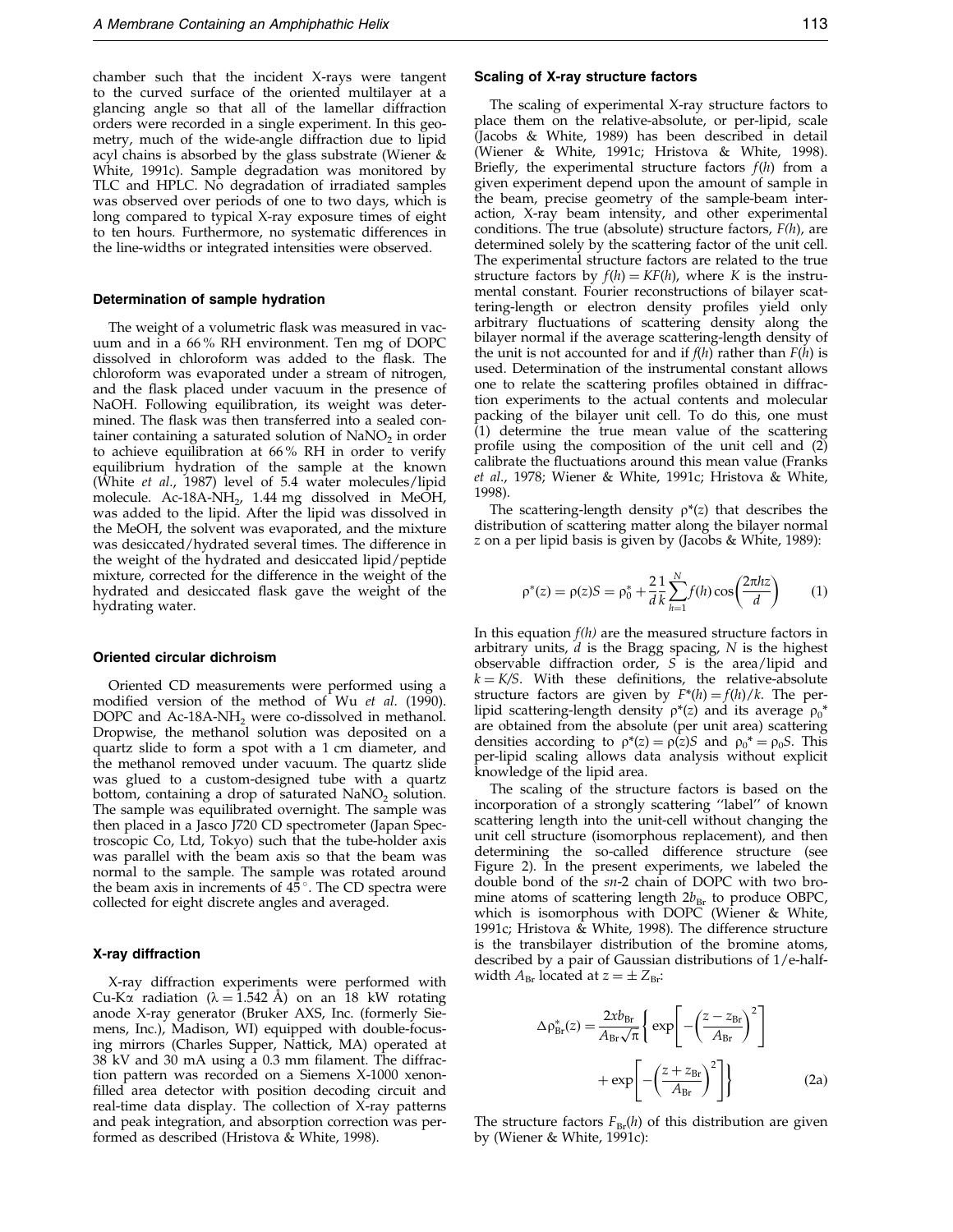chamber such that the incident X-rays were tangent to the curved surface of the oriented multilayer at a glancing angle so that all of the lamellar diffraction orders were recorded in a single experiment. In this geometry, much of the wide-angle diffraction due to lipid acyl chains is absorbed by the glass substrate (Wiener & White, 1991c). Sample degradation was monitored by TLC and HPLC. No degradation of irradiated samples was observed over periods of one to two days, which is long compared to typical X-ray exposure times of eight to ten hours. Furthermore, no systematic differences in the line-widths or integrated intensities were observed.

### Determination of sample hydration

The weight of a volumetric flask was measured in vacuum and in a 66 % RH environment. Ten mg of DOPC dissolved in chloroform was added to the flask. The chloroform was evaporated under a stream of nitrogen, and the flask placed under vacuum in the presence of NaOH. Following equilibration, its weight was determined. The flask was then transferred into a sealed container containing a saturated solution of $NaNO_2$ in order to achieve equilibration at 66 % RH in order to verify equilibrium hydration of the sample at the known (White *et al*., 1987) level of 5.4 water molecules/lipid molecule. Ac-18A-$NH_2$, 1.44 mg dissolved in MeOH, was added to the lipid. After the lipid was dissolved in the MeOH, the solvent was evaporated, and the mixture was desiccated/hydrated several times. The difference in the weight of the hydrated and desiccated lipid/peptide mixture, corrected for the difference in the weight of the hydrated and desiccated flask gave the weight of the hydrating water.

### Oriented circular dichroism

Oriented CD measurements were performed using a modified version of the method of Wu *et al*. (1990). DOPC and Ac-18A-$NH_2$ were co-dissolved in methanol. Dropwise, the methanol solution was deposited on a quartz slide to form a spot with a 1 cm diameter, and the methanol removed under vacuum. The quartz slide was glued to a custom-designed tube with a quartz bottom, containing a drop of saturated $NaNO_2$ solution. The sample was equilibrated overnight. The sample was then placed in a Jasco J720 CD spectrometer (Japan Spectroscopic Co, Ltd, Tokyo) such that the tube-holder axis was parallel with the beam axis so that the beam was normal to the sample. The sample was rotated around the beam axis in increments of 45°. The CD spectra were collected for eight discrete angles and averaged.

### X-ray diffraction

X-ray diffraction experiments were performed with Cu-K$\alpha$ radiation ($\lambda = 1.542$ Å) on an 18 kW rotating anode X-ray generator (Bruker AXS, Inc. (formerly Siemens, Inc.), Madison, WI) equipped with double-focusing mirrors (Charles Supper, Nattick, MA) operated at 38 kV and 30 mA using a 0.3 mm filament. The diffraction pattern was recorded on a Siemens X-1000 xenon-filled area detector with position decoding circuit and real-time data display. The collection of X-ray patterns and peak integration, and absorption correction was performed as described (Hristova & White, 1998).

### Scaling of X-ray structure factors

The scaling of experimental X-ray structure factors to place them on the relative-absolute, or per-lipid, scale (Jacobs & White, 1989) has been described in detail (Wiener & White, 1991c; Hristova & White, 1998). Briefly, the experimental structure factors $f(h)$ from a given experiment depend upon the amount of sample in the beam, precise geometry of the sample-beam interaction, X-ray beam intensity, and other experimental conditions. The true (absolute) structure factors, $F(h)$, are determined solely by the scattering factor of the unit cell. The experimental structure factors are related to the true structure factors by $f(h) = KF(h)$, where $K$ is the instrumental constant. Fourier reconstructions of bilayer scattering-length or electron density profiles yield only arbitrary fluctuations of scattering density along the bilayer normal if the average scattering-length density of the unit is not accounted for and if $f(h)$ rather than $F(h)$ is used. Determination of the instrumental constant allows one to relate the scattering profiles obtained in diffraction experiments to the actual contents and molecular packing of the bilayer unit cell. To do this, one must (1) determine the true mean value of the scattering profile using the composition of the unit cell and (2) calibrate the fluctuations around this mean value (Franks *et al*., 1978; Wiener & White, 1991c; Hristova & White, 1998).

The scattering-length density $\rho^*(z)$ that describes the distribution of scattering matter along the bilayer normal $z$ on a per lipid basis is given by (Jacobs & White, 1989):

$$\rho^*(z) = \rho(z)S = \rho_0^* + \frac{2}{d}\frac{1}{k}\sum_{h=1}^{N} f(h)\cos\left(\frac{2\pi hz}{d}\right) \quad (1)$$

In this equation $f(h)$ are the measured structure factors in arbitrary units, $d$ is the Bragg spacing, $N$ is the highest observable diffraction order, $S$ is the area/lipid and $k = K/S$. With these definitions, the relative-absolute structure factors are given by $F^*(h) = f(h)/k$. The per-lipid scattering-length density $\rho^*(z)$ and its average $\rho_0^*$ are obtained from the absolute (per unit area) scattering densities according to $\rho^*(z) = \rho(z)S$ and $\rho_0^* = \rho_0 S$. This per-lipid scaling allows data analysis without explicit knowledge of the lipid area.

The scaling of the structure factors is based on the incorporation of a strongly scattering "label" of known scattering length into the unit-cell without changing the unit cell structure (isomorphous replacement), and then determining the so-called difference structure (see Figure 2). In the present experiments, we labeled the double bond of the *sn*-2 chain of DOPC with two bromine atoms of scattering length $2b_{Br}$ to produce OBPC, which is isomorphous with DOPC (Wiener & White, 1991c; Hristova & White, 1998). The difference structure is the transbilayer distribution of the bromine atoms, described by a pair of Gaussian distributions of 1/e-half-width $A_{Br}$ located at $z = \pm Z_{Br}$:

$$\Delta\rho_{Br}^*(z) = \frac{2xb_{Br}}{A_{Br}\sqrt{\pi}}\left\{\exp\left[-\left(\frac{z - z_{Br}}{A_{Br}}\right)^2\right] + \exp\left[-\left(\frac{z + z_{Br}}{A_{Br}}\right)^2\right]\right\} \quad (2a)$$

The structure factors $F_{Br}(h)$ of this distribution are given by (Wiener & White, 1991c):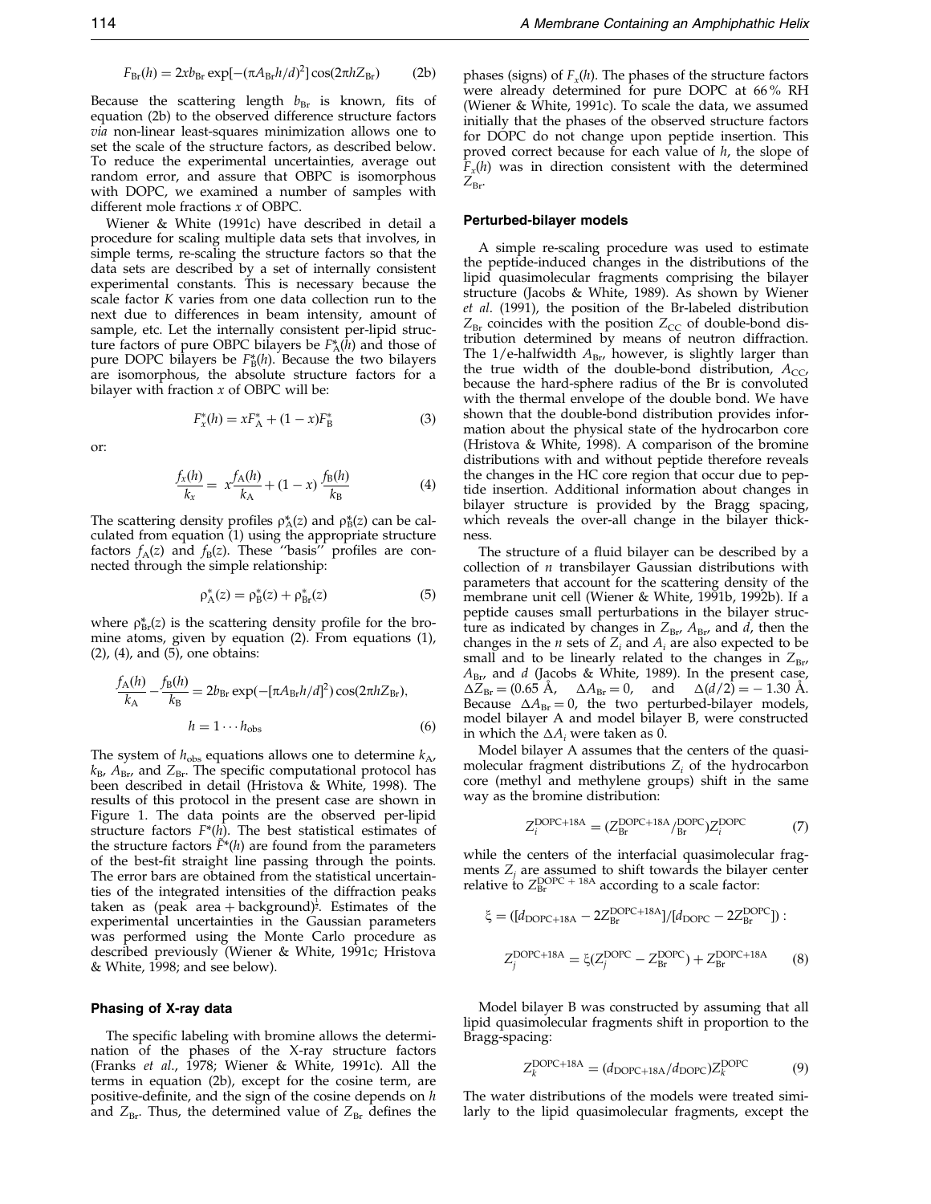$$F_{Br}(h) = 2xb_{Br}\exp[-(\pi A_{Br}h/d)^2]\cos(2\pi h Z_{Br}) \quad (2b)$$

Because the scattering length $b_{Br}$ is known, fits of equation (2b) to the observed difference structure factors *via* non-linear least-squares minimization allows one to set the scale of the structure factors, as described below. To reduce the experimental uncertainties, average out random error, and assure that OBPC is isomorphous with DOPC, we examined a number of samples with different mole fractions $x$ of OBPC.

Wiener & White (1991c) have described in detail a procedure for scaling multiple data sets that involves, in simple terms, re-scaling the structure factors so that the data sets are described by a set of internally consistent experimental constants. This is necessary because the scale factor $K$ varies from one data collection run to the next due to differences in beam intensity, amount of sample, etc. Let the internally consistent per-lipid structure factors of pure OBPC bilayers be $F^*_A(h)$ and those of pure DOPC bilayers be $F^*_B(h)$. Because the two bilayers are isomorphous, the absolute structure factors for a bilayer with fraction $x$ of OBPC will be:

$$F^*_x(h) = xF^*_A + (1-x)F^*_B \quad (3)$$

or:

$$\frac{f_x(h)}{k_x} = x\frac{f_A(h)}{k_A} + (1-x)\frac{f_B(h)}{k_B} \quad (4)$$

The scattering density profiles $\rho^*_A(z)$ and $\rho^*_B(z)$ can be calculated from equation (1) using the appropriate structure factors $f_A(z)$ and $f_B(z)$. These "basis" profiles are connected through the simple relationship:

$$\rho^*_A(z) = \rho^*_B(z) + \rho^*_{Br}(z) \quad (5)$$

where $\rho^*_{Br}(z)$ is the scattering density profile for the bromine atoms, given by equation (2). From equations (1), (2), (4), and (5), one obtains:

$$\frac{f_A(h)}{k_A} - \frac{f_B(h)}{k_B} = 2b_{Br}\exp(-[\pi A_{Br}h/d]^2)\cos(2\pi h Z_{Br}),$$
$$h = 1\cdots h_{obs} \quad (6)$$

The system of $h_{obs}$ equations allows one to determine $k_A$, $k_B$, $A_{Br}$, and $Z_{Br}$. The specific computational protocol has been described in detail (Hristova & White, 1998). The results of this protocol in the present case are shown in Figure 1. The data points are the observed per-lipid structure factors $F^*(h)$. The best statistical estimates of the structure factors $\bar{F}^*(h)$ are found from the parameters of the best-fit straight line passing through the points. The error bars are obtained from the statistical uncertainties of the integrated intensities of the diffraction peaks taken as (peak area + background)$^{\frac{1}{2}}$. Estimates of the experimental uncertainties in the Gaussian parameters was performed using the Monte Carlo procedure as described previously (Wiener & White, 1991c; Hristova & White, 1998; and see below).

### Phasing of X-ray data

The specific labeling with bromine allows the determination of the phases of the X-ray structure factors (Franks *et al.*, 1978; Wiener & White, 1991c). All the terms in equation (2b), except for the cosine term, are positive-definite, and the sign of the cosine depends on $h$ and $Z_{Br}$. Thus, the determined value of $Z_{Br}$ defines the phases (signs) of $F_x(h)$. The phases of the structure factors were already determined for pure DOPC at 66% RH (Wiener & White, 1991c). To scale the data, we assumed initially that the phases of the observed structure factors for DOPC do not change upon peptide insertion. This proved correct because for each value of $h$, the slope of $F_x(h)$ was in direction consistent with the determined $Z_{Br}$.

### Perturbed-bilayer models

A simple re-scaling procedure was used to estimate the peptide-induced changes in the distributions of the lipid quasimolecular fragments comprising the bilayer structure (Jacobs & White, 1989). As shown by Wiener *et al.* (1991), the position of the Br-labeled distribution $Z_{Br}$ coincides with the position $Z_{CC}$ of double-bond distribution determined by means of neutron diffraction. The 1/e-halfwidth $A_{Br}$, however, is slightly larger than the true width of the double-bond distribution, $A_{CC}$, because the hard-sphere radius of the Br is convoluted with the thermal envelope of the double bond. We have shown that the double-bond distribution provides information about the physical state of the hydrocarbon core (Hristova & White, 1998). A comparison of the bromine distributions with and without peptide therefore reveals the changes in the HC core region that occur due to peptide insertion. Additional information about changes in bilayer structure is provided by the Bragg spacing, which reveals the over-all change in the bilayer thickness.

The structure of a fluid bilayer can be described by a collection of $n$ transbilayer Gaussian distributions with parameters that account for the scattering density of the membrane unit cell (Wiener & White, 1991b, 1992b). If a peptide causes small perturbations in the bilayer structure as indicated by changes in $Z_{Br}$, $A_{Br}$, and $d$, then the changes in the $n$ sets of $Z_i$ and $A_i$ are also expected to be small and to be linearly related to the changes in $Z_{Br}$, $A_{Br}$, and $d$ (Jacobs & White, 1989). In the present case, $\Delta Z_{Br} = (0.65$ Å, $\Delta A_{Br} = 0$, and $\Delta(d/2) = -1.30$ Å. Because $\Delta A_{Br} = 0$, the two perturbed-bilayer models, model bilayer A and model bilayer B, were constructed in which the $\Delta A_i$ were taken as 0.

Model bilayer A assumes that the centers of the quasimolecular fragment distributions $Z_i$ of the hydrocarbon core (methyl and methylene groups) shift in the same way as the bromine distribution:

$$Z_i^{DOPC+18A} = (Z_{Br}^{DOPC+18A}/^{DOPC}_{Br})Z_i^{DOPC} \quad (7)$$

while the centers of the interfacial quasimolecular fragments $Z_j$ are assumed to shift towards the bilayer center relative to $Z_{Br}^{DOPC+18A}$ according to a scale factor:

$$\xi = ([d_{DOPC+18A} - 2Z_{Br}^{DOPC+18A}]/[d_{DOPC} - 2Z_{Br}^{DOPC}]):$$

$$Z_j^{DOPC+18A} = \xi(Z_j^{DOPC} - Z_{Br}^{DOPC}) + Z_{Br}^{DOPC+18A} \quad (8)$$

Model bilayer B was constructed by assuming that all lipid quasimolecular fragments shift in proportion to the Bragg-spacing:

$$Z_k^{DOPC+18A} = (d_{DOPC+18A}/d_{DOPC})Z_k^{DOPC} \quad (9)$$

The water distributions of the models were treated similarly to the lipid quasimolecular fragments, except the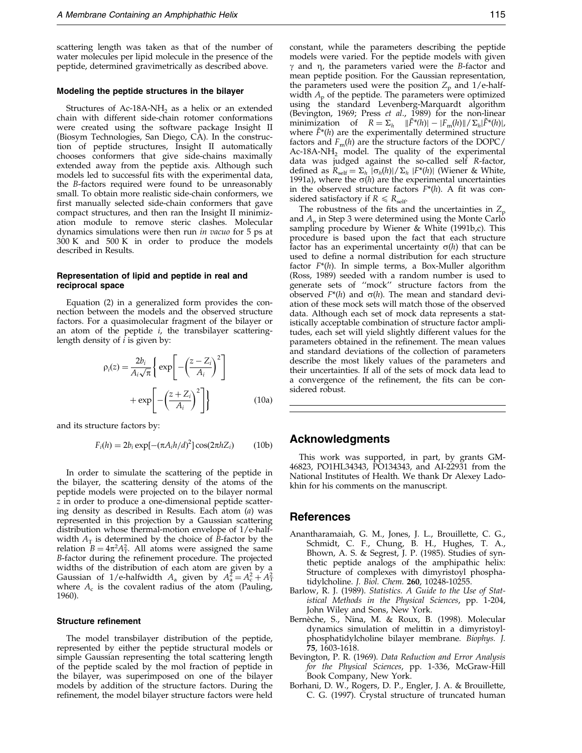scattering length was taken as that of the number of water molecules per lipid molecule in the presence of the peptide, determined gravimetrically as described above.

### Modeling the peptide structures in the bilayer

Structures of Ac-18A-$NH_2$ as a helix or an extended chain with different side-chain rotomer conformations were created using the software package Insight II (Biosym Technologies, San Diego, CA). In the construction of peptide structures, Insight II automatically chooses conformers that give side-chains maximally extended away from the peptide axis. Although such models led to successful fits with the experimental data, the *B*-factors required were found to be unreasonably small. To obtain more realistic side-chain conformers, we first manually selected side-chain conformers that gave compact structures, and then ran the Insight II minimization module to remove steric clashes. Molecular dynamics simulations were then run *in vacuo* for 5 ps at 300 K and 500 K in order to produce the models described in Results.

### Representation of lipid and peptide in real and reciprocal space

Equation (2) in a generalized form provides the connection between the models and the observed structure factors. For a quasimolecular fragment of the bilayer or an atom of the peptide *i*, the transbilayer scattering-length density of *i* is given by:

$$\rho_i(z) = \frac{2b_i}{A_i\sqrt{\pi}}\left\{\exp\left[-\left(\frac{z-Z_i}{A_i}\right)^2\right] + \exp\left[-\left(\frac{z+Z_i}{A_i}\right)^2\right]\right\} \qquad (10a)$$

and its structure factors by:

$$F_i(h) = 2b_i\exp[-(\pi A_i h/d)^2]\cos(2\pi h Z_i) \qquad (10b)$$

In order to simulate the scattering of the peptide in the bilayer, the scattering density of the atoms of the peptide models were projected on to the bilayer normal *z* in order to produce a one-dimensional peptide scattering density as described in Results. Each atom (*a*) was represented in this projection by a Gaussian scattering distribution whose thermal-motion envelope of 1/e-halfwidth $A_T$ is determined by the choice of *B*-factor by the relation $B = 4\pi^2 A_T^2$. All atoms were assigned the same *B*-factor during the refinement procedure. The projected widths of the distribution of each atom are given by a Gaussian of 1/e-halfwidth $A_a$ given by $A_a^2 = A_c^2 + A_T^2$ where $A_c$ is the covalent radius of the atom (Pauling, 1960).

### Structure refinement

The model transbilayer distribution of the peptide, represented by either the peptide structural models or simple Gaussian representing the total scattering length of the peptide scaled by the mol fraction of peptide in the bilayer, was superimposed on one of the bilayer models by addition of the structure factors. During the refinement, the model bilayer structure factors were held constant, while the parameters describing the peptide models were varied. For the peptide models with given $\gamma$ and $\eta$, the parameters varied were the *B*-factor and mean peptide position. For the Gaussian representation, the parameters used were the position $Z_P$ and 1/e-halfwidth $A_P$ of the peptide. The parameters were optimized using the standard Levenberg-Marquardt algorithm (Bevington, 1969; Press *et al.*, 1989) for the non-linear minimization of $R = \Sigma_h \quad \|\tilde{F}^*(h)| - |F_m(h)\|/\Sigma_h|\tilde{F}^*(h)|$, where $\tilde{F}^*(h)$ are the experimentally determined structure factors and $F_m(h)$ are the structure factors of the DOPC/Ac-18A-$NH_2$ model. The quality of the experimental data was judged against the so-called self *R*-factor, defined as $R_{self} = \Sigma_h |\sigma_h(h)|/\Sigma_h |F^*(h)|$ (Wiener & White, 1991a), where the $\sigma(h)$ are the experimental uncertainties in the observed structure factors $F^*(h)$. A fit was considered satisfactory if $R \leqslant R_{self}$.

The robustness of the fits and the uncertainties in $Z_P$ and $A_P$ in Step 3 were determined using the Monte Carlo sampling procedure by Wiener & White (1991b,c). This procedure is based upon the fact that each structure factor has an experimental uncertainty $\sigma(h)$ that can be used to define a normal distribution for each structure factor $F^*(h)$. In simple terms, a Box-Muller algorithm (Ross, 1989) seeded with a random number is used to generate sets of "mock" structure factors from the observed $F^*(h)$ and $\sigma(h)$. The mean and standard deviation of these mock sets will match those of the observed data. Although each set of mock data represents a statistically acceptable combination of structure factor amplitudes, each set will yield slightly different values for the parameters obtained in the refinement. The mean values and standard deviations of the collection of parameters describe the most likely values of the parameters and their uncertainties. If all of the sets of mock data lead to a convergence of the refinement, the fits can be considered robust.

## Acknowledgments

This work was supported, in part, by grants GM-46823, PO1HL34343, PO134343, and AI-22931 from the National Institutes of Health. We thank Dr Alexey Ladokhin for his comments on the manuscript.

## References

Anantharamaiah, G. M., Jones, J. L., Brouillette, C. G., Schmidt, C. F., Chung, B. H., Hughes, T. A., Bhown, A. S. & Segrest, J. P. (1985). Studies of synthetic peptide analogs of the amphipathic helix: Structure of complexes with dimyristoyl phosphatidylcholine. *J. Biol. Chem.* **260**, 10248-10255.

Barlow, R. J. (1989). *Statistics. A Guide to the Use of Statistical Methods in the Physical Sciences*, pp. 1-204, John Wiley and Sons, New York.

Bernèche, S., Nina, M. & Roux, B. (1998). Molecular dynamics simulation of melittin in a dimyristoylphosphatidylcholine bilayer membrane. *Biophys. J.* **75**, 1603-1618.

Bevington, P. R. (1969). *Data Reduction and Error Analysis for the Physical Sciences*, pp. 1-336, McGraw-Hill Book Company, New York.

Borhani, D. W., Rogers, D. P., Engler, J. A. & Brouillette, C. G. (1997). Crystal structure of truncated human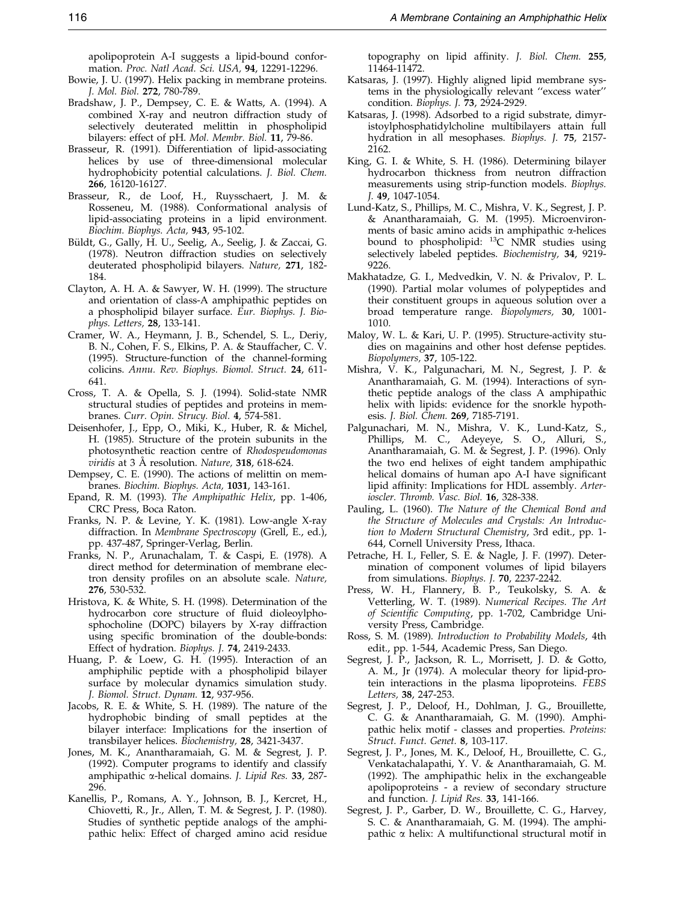apolipoprotein A-I suggests a lipid-bound conformation. *Proc. Natl Acad. Sci. USA,* **94**, 12291-12296.

Bowie, J. U. (1997). Helix packing in membrane proteins. *J. Mol. Biol.* **272**, 780-789.

Bradshaw, J. P., Dempsey, C. E. & Watts, A. (1994). A combined X-ray and neutron diffraction study of selectively deuterated melittin in phospholipid bilayers: effect of pH. *Mol. Membr. Biol.* **11**, 79-86.

Brasseur, R. (1991). Differentiation of lipid-associating helices by use of three-dimensional molecular hydrophobicity potential calculations. *J. Biol. Chem.* **266**, 16120-16127.

Brasseur, R., de Loof, H., Ruysschaert, J. M. & Rosseneu, M. (1988). Conformational analysis of lipid-associating proteins in a lipid environment. *Biochim. Biophys. Acta,* **943**, 95-102.

Büldt, G., Gally, H. U., Seelig, A., Seelig, J. & Zaccai, G. (1978). Neutron diffraction studies on selectively deuterated phospholipid bilayers. *Nature,* **271**, 182-184.

Clayton, A. H. A. & Sawyer, W. H. (1999). The structure and orientation of class-A amphipathic peptides on a phospholipid bilayer surface. *Eur. Biophys. J. Biophys. Letters,* **28**, 133-141.

Cramer, W. A., Heymann, J. B., Schendel, S. L., Deriy, B. N., Cohen, F. S., Elkins, P. A. & Stauffacher, C. V. (1995). Structure-function of the channel-forming colicins. *Annu. Rev. Biophys. Biomol. Struct.* **24**, 611-641.

Cross, T. A. & Opella, S. J. (1994). Solid-state NMR structural studies of peptides and proteins in membranes. *Curr. Opin. Strucy. Biol.* **4**, 574-581.

Deisenhofer, J., Epp, O., Miki, K., Huber, R. & Michel, H. (1985). Structure of the protein subunits in the photosynthetic reaction centre of *Rhodospeudomonas viridis* at 3 Å resolution. *Nature,* **318**, 618-624.

Dempsey, C. E. (1990). The actions of melittin on membranes. *Biochim. Biophys. Acta,* **1031**, 143-161.

Epand, R. M. (1993). *The Amphipathic Helix*, pp. 1-406, CRC Press, Boca Raton.

Franks, N. P. & Levine, Y. K. (1981). Low-angle X-ray diffraction. In *Membrane Spectroscopy* (Grell, E., ed.), pp. 437-487, Springer-Verlag, Berlin.

Franks, N. P., Arunachalam, T. & Caspi, E. (1978). A direct method for determination of membrane electron density profiles on an absolute scale. *Nature,* **276**, 530-532.

Hristova, K. & White, S. H. (1998). Determination of the hydrocarbon core structure of fluid dioleoylphosphocholine (DOPC) bilayers by X-ray diffraction using specific bromination of the double-bonds: Effect of hydration. *Biophys. J.* **74**, 2419-2433.

Huang, P. & Loew, G. H. (1995). Interaction of an amphiphilic peptide with a phospholipid bilayer surface by molecular dynamics simulation study. *J. Biomol. Struct. Dynam.* **12**, 937-956.

Jacobs, R. E. & White, S. H. (1989). The nature of the hydrophobic binding of small peptides at the bilayer interface: Implications for the insertion of transbilayer helices. *Biochemistry,* **28**, 3421-3437.

Jones, M. K., Anantharamaiah, G. M. & Segrest, J. P. (1992). Computer programs to identify and classify amphipathic α-helical domains. *J. Lipid Res.* **33**, 287-296.

Kanellis, P., Romans, A. Y., Johnson, B. J., Kercret, H., Chiovetti, R., Jr., Allen, T. M. & Segrest, J. P. (1980). Studies of synthetic peptide analogs of the amphipathic helix: Effect of charged amino acid residue topography on lipid affinity. *J. Biol. Chem.* **255**, 11464-11472.

Katsaras, J. (1997). Highly aligned lipid membrane systems in the physiologically relevant "excess water" condition. *Biophys. J.* **73**, 2924-2929.

Katsaras, J. (1998). Adsorbed to a rigid substrate, dimyristoylphosphatidylcholine multibilayers attain full hydration in all mesophases. *Biophys. J.* **75**, 2157-2162.

King, G. I. & White, S. H. (1986). Determining bilayer hydrocarbon thickness from neutron diffraction measurements using strip-function models. *Biophys. J.* **49**, 1047-1054.

Lund-Katz, S., Phillips, M. C., Mishra, V. K., Segrest, J. P. & Anantharamaiah, G. M. (1995). Microenvironments of basic amino acids in amphipathic α-helices bound to phospholipid: $^{13}$C NMR studies using selectively labeled peptides. *Biochemistry,* **34**, 9219-9226.

Makhatadze, G. I., Medvedkin, V. N. & Privalov, P. L. (1990). Partial molar volumes of polypeptides and their constituent groups in aqueous solution over a broad temperature range. *Biopolymers,* **30**, 1001-1010.

Maloy, W. L. & Kari, U. P. (1995). Structure-activity studies on magainins and other host defense peptides. *Biopolymers,* **37**, 105-122.

Mishra, V. K., Palgunachari, M. N., Segrest, J. P. & Anantharamaiah, G. M. (1994). Interactions of synthetic peptide analogs of the class A amphipathic helix with lipids: evidence for the snorkle hypothesis. *J. Biol. Chem.* **269**, 7185-7191.

Palgunachari, M. N., Mishra, V. K., Lund-Katz, S., Phillips, M. C., Adeyeye, S. O., Alluri, S., Anantharamaiah, G. M. & Segrest, J. P. (1996). Only the two end helixes of eight tandem amphipathic helical domains of human apo A-I have significant lipid affinity: Implications for HDL assembly. *Arterioscler. Thromb. Vasc. Biol.* **16**, 328-338.

Pauling, L. (1960). *The Nature of the Chemical Bond and the Structure of Molecules and Crystals: An Introduction to Modern Structural Chemistry*, 3rd edit., pp. 1-644, Cornell University Press, Ithaca.

Petrache, H. I., Feller, S. E. & Nagle, J. F. (1997). Determination of component volumes of lipid bilayers from simulations. *Biophys. J.* **70**, 2237-2242.

Press, W. H., Flannery, B. P., Teukolsky, S. A. & Vetterling, W. T. (1989). *Numerical Recipes. The Art of Scientific Computing*, pp. 1-702, Cambridge University Press, Cambridge.

Ross, S. M. (1989). *Introduction to Probability Models*, 4th edit., pp. 1-544, Academic Press, San Diego.

Segrest, J. P., Jackson, R. L., Morrisett, J. D. & Gotto, A. M., Jr (1974). A molecular theory for lipid-protein interactions in the plasma lipoproteins. *FEBS Letters,* **38**, 247-253.

Segrest, J. P., Deloof, H., Dohlman, J. G., Brouillette, C. G. & Anantharamaiah, G. M. (1990). Amphipathic helix motif - classes and properties. *Proteins: Struct. Funct. Genet.* **8**, 103-117.

Segrest, J. P., Jones, M. K., Deloof, H., Brouillette, C. G., Venkatachalapathi, Y. V. & Anantharamaiah, G. M. (1992). The amphipathic helix in the exchangeable apolipoproteins - a review of secondary structure and function. *J. Lipid Res.* **33**, 141-166.

Segrest, J. P., Garber, D. W., Brouillette, C. G., Harvey, S. C. & Anantharamaiah, G. M. (1994). The amphipathic α helix: A multifunctional structural motif in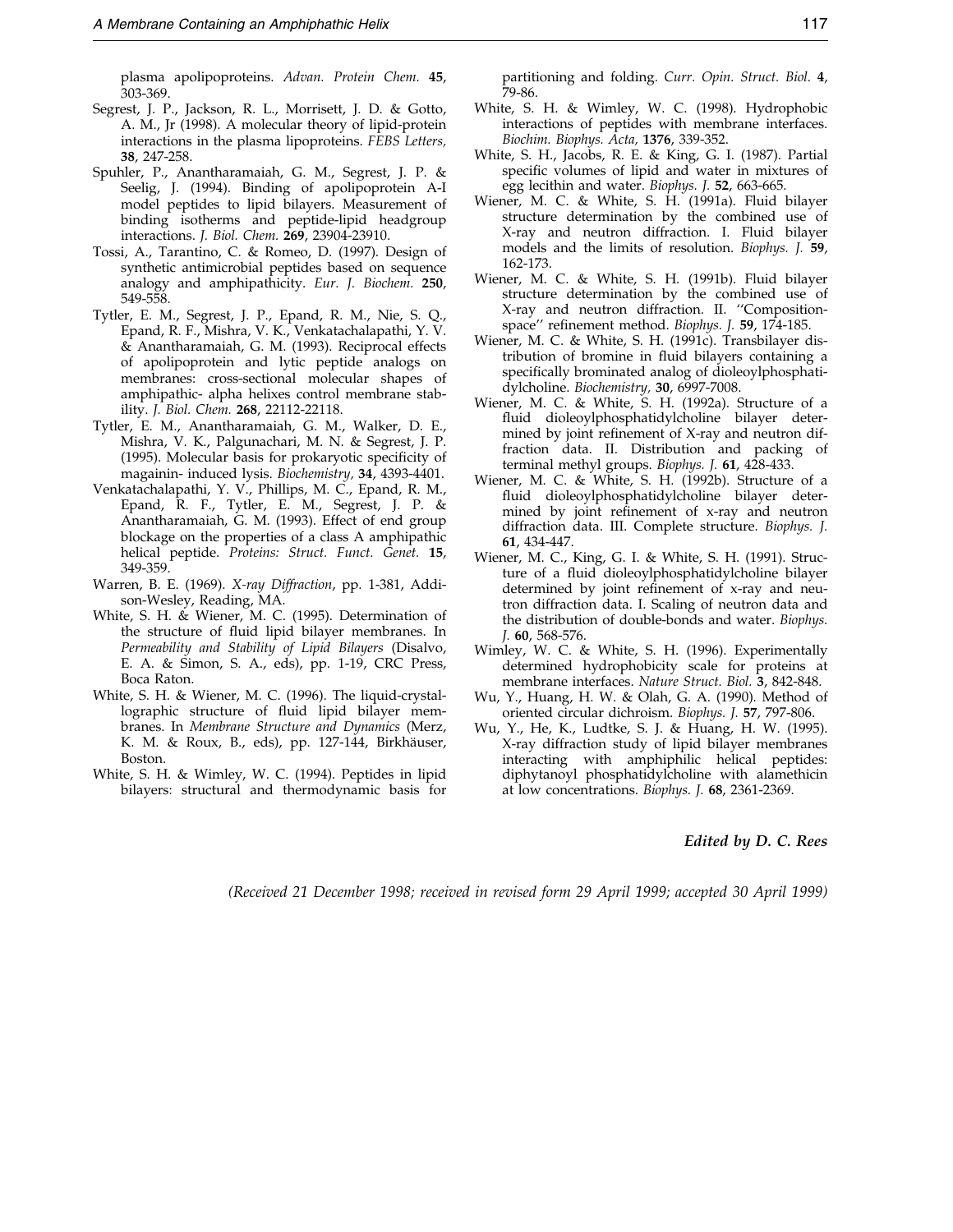plasma apolipoproteins. *Advan. Protein Chem.* **45**, 303-369.

Segrest, J. P., Jackson, R. L., Morrisett, J. D. & Gotto, A. M., Jr (1998). A molecular theory of lipid-protein interactions in the plasma lipoproteins. *FEBS Letters,* **38**, 247-258.

Spuhler, P., Anantharamaiah, G. M., Segrest, J. P. & Seelig, J. (1994). Binding of apolipoprotein A-I model peptides to lipid bilayers. Measurement of binding isotherms and peptide-lipid headgroup interactions. *J. Biol. Chem.* **269**, 23904-23910.

Tossi, A., Tarantino, C. & Romeo, D. (1997). Design of synthetic antimicrobial peptides based on sequence analogy and amphipathicity. *Eur. J. Biochem.* **250**, 549-558.

Tytler, E. M., Segrest, J. P., Epand, R. M., Nie, S. Q., Epand, R. F., Mishra, V. K., Venkatachalapathi, Y. V. & Anantharamaiah, G. M. (1993). Reciprocal effects of apolipoprotein and lytic peptide analogs on membranes: cross-sectional molecular shapes of amphipathic- alpha helixes control membrane stability. *J. Biol. Chem.* **268**, 22112-22118.

Tytler, E. M., Anantharamaiah, G. M., Walker, D. E., Mishra, V. K., Palgunachari, M. N. & Segrest, J. P. (1995). Molecular basis for prokaryotic specificity of magainin- induced lysis. *Biochemistry,* **34**, 4393-4401.

Venkatachalapathi, Y. V., Phillips, M. C., Epand, R. M., Epand, R. F., Tytler, E. M., Segrest, J. P. & Anantharamaiah, G. M. (1993). Effect of end group blockage on the properties of a class A amphipathic helical peptide. *Proteins: Struct. Funct. Genet.* **15**, 349-359.

Warren, B. E. (1969). *X-ray Diffraction*, pp. 1-381, Addison-Wesley, Reading, MA.

White, S. H. & Wiener, M. C. (1995). Determination of the structure of fluid lipid bilayer membranes. In *Permeability and Stability of Lipid Bilayers* (Disalvo, E. A. & Simon, S. A., eds), pp. 1-19, CRC Press, Boca Raton.

White, S. H. & Wiener, M. C. (1996). The liquid-crystallographic structure of fluid lipid bilayer membranes. In *Membrane Structure and Dynamics* (Merz, K. M. & Roux, B., eds), pp. 127-144, Birkhäuser, Boston.

White, S. H. & Wimley, W. C. (1994). Peptides in lipid bilayers: structural and thermodynamic basis for partitioning and folding. *Curr. Opin. Struct. Biol.* **4**, 79-86.

White, S. H. & Wimley, W. C. (1998). Hydrophobic interactions of peptides with membrane interfaces. *Biochim. Biophys. Acta,* **1376**, 339-352.

White, S. H., Jacobs, R. E. & King, G. I. (1987). Partial specific volumes of lipid and water in mixtures of egg lecithin and water. *Biophys. J.* **52**, 663-665.

Wiener, M. C. & White, S. H. (1991a). Fluid bilayer structure determination by the combined use of X-ray and neutron diffraction. I. Fluid bilayer models and the limits of resolution. *Biophys. J.* **59**, 162-173.

Wiener, M. C. & White, S. H. (1991b). Fluid bilayer structure determination by the combined use of X-ray and neutron diffraction. II. ''Composition-space'' refinement method. *Biophys. J.* **59**, 174-185.

Wiener, M. C. & White, S. H. (1991c). Transbilayer distribution of bromine in fluid bilayers containing a specifically brominated analog of dioleoylphosphatidylcholine. *Biochemistry,* **30**, 6997-7008.

Wiener, M. C. & White, S. H. (1992a). Structure of a fluid dioleoylphosphatidylcholine bilayer determined by joint refinement of X-ray and neutron diffraction data. II. Distribution and packing of terminal methyl groups. *Biophys. J.* **61**, 428-433.

Wiener, M. C. & White, S. H. (1992b). Structure of a fluid dioleoylphosphatidylcholine bilayer determined by joint refinement of x-ray and neutron diffraction data. III. Complete structure. *Biophys. J.* **61**, 434-447.

Wiener, M. C., King, G. I. & White, S. H. (1991). Structure of a fluid dioleoylphosphatidylcholine bilayer determined by joint refinement of x-ray and neutron diffraction data. I. Scaling of neutron data and the distribution of double-bonds and water. *Biophys. J.* **60**, 568-576.

Wimley, W. C. & White, S. H. (1996). Experimentally determined hydrophobicity scale for proteins at membrane interfaces. *Nature Struct. Biol.* **3**, 842-848.

Wu, Y., Huang, H. W. & Olah, G. A. (1990). Method of oriented circular dichroism. *Biophys. J.* **57**, 797-806.

Wu, Y., He, K., Ludtke, S. J. & Huang, H. W. (1995). X-ray diffraction study of lipid bilayer membranes interacting with amphiphilic helical peptides: diphytanoyl phosphatidylcholine with alamethicin at low concentrations. *Biophys. J.* **68**, 2361-2369.

***Edited by D. C. Rees***

*(Received 21 December 1998; received in revised form 29 April 1999; accepted 30 April 1999)*